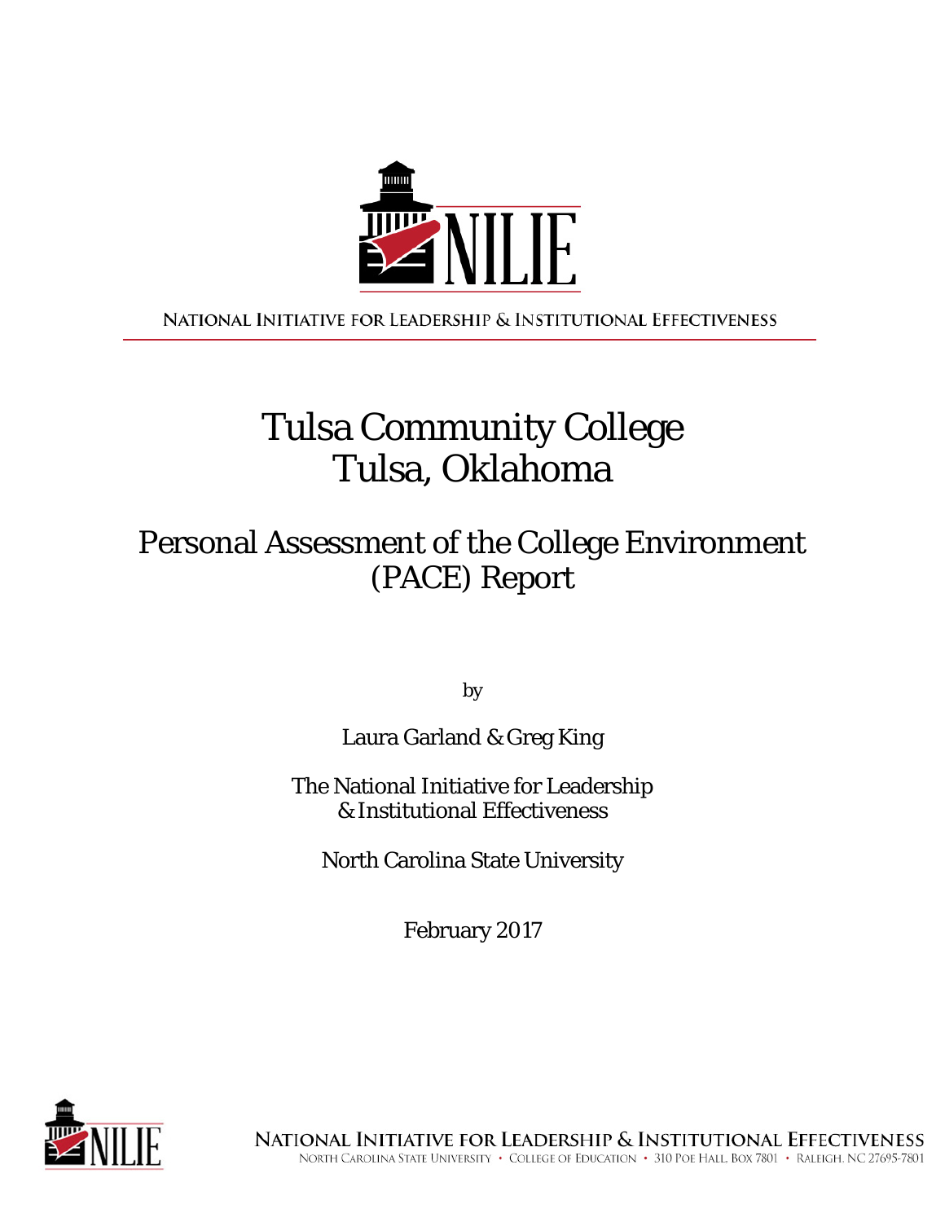NILIE

NATIONAL INITIATIVE FOR LEADERSHIP & INSTITUTIONAL EFFECTIVENESS

# Tulsa Community College
# Tulsa, Oklahoma

## Personal Assessment of the College Environment (PACE) Report

by

Laura Garland & Greg King

The National Initiative for Leadership & Institutional Effectiveness

North Carolina State University

February 2017

NATIONAL INITIATIVE FOR LEADERSHIP & INSTITUTIONAL EFFECTIVENESS
NORTH CAROLINA STATE UNIVERSITY • COLLEGE OF EDUCATION • 310 POE HALL, BOX 7801 • RALEIGH, NC 27695-7801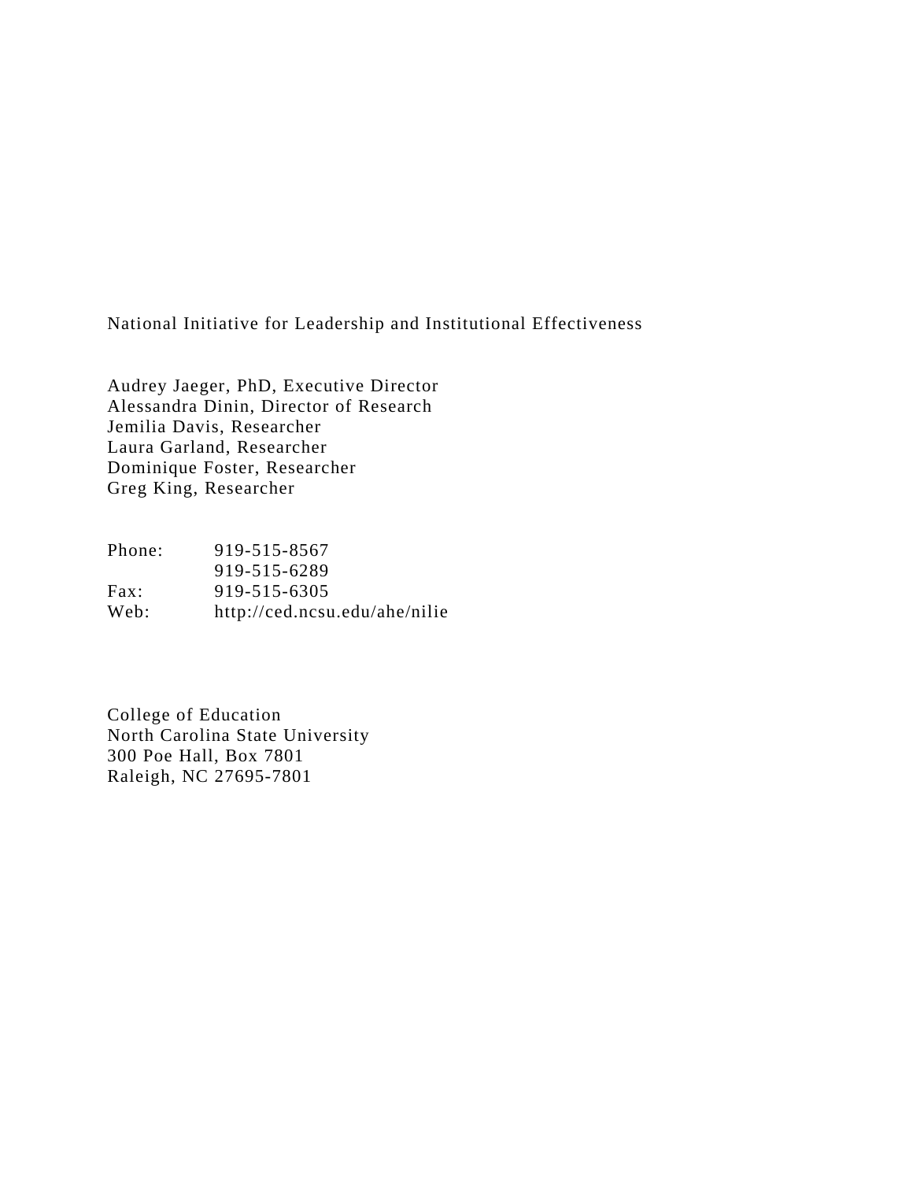National Initiative for Leadership and Institutional Effectiveness

Audrey Jaeger, PhD, Executive Director  
Alessandra Dinin, Director of Research  
Jemilia Davis, Researcher  
Laura Garland, Researcher  
Dominique Foster, Researcher  
Greg King, Researcher

| | |
|---|---|
| Phone: | 919-515-8567 |
| | 919-515-6289 |
| Fax: | 919-515-6305 |
| Web: | http://ced.ncsu.edu/ahe/nilie |

College of Education  
North Carolina State University  
300 Poe Hall, Box 7801  
Raleigh, NC 27695-7801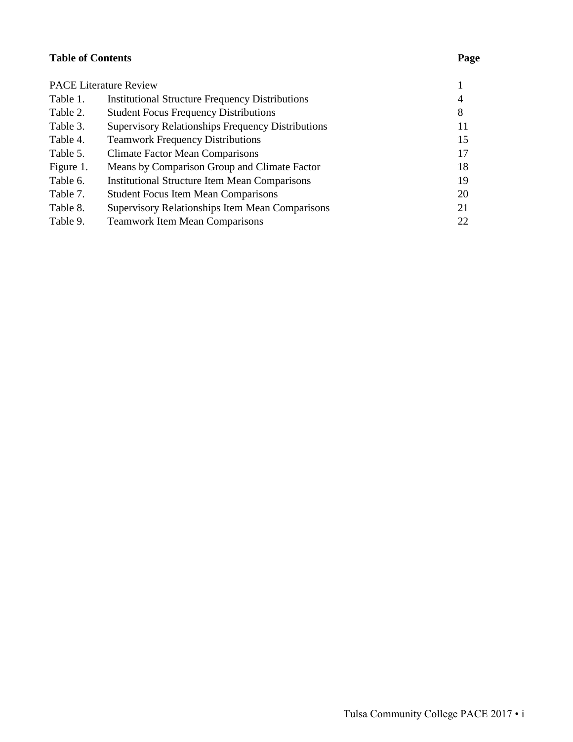**Table of Contents** **Page**

| | | |
|---|---|---|
| PACE Literature Review | | 1 |
| Table 1. | Institutional Structure Frequency Distributions | 4 |
| Table 2. | Student Focus Frequency Distributions | 8 |
| Table 3. | Supervisory Relationships Frequency Distributions | 11 |
| Table 4. | Teamwork Frequency Distributions | 15 |
| Table 5. | Climate Factor Mean Comparisons | 17 |
| Figure 1. | Means by Comparison Group and Climate Factor | 18 |
| Table 6. | Institutional Structure Item Mean Comparisons | 19 |
| Table 7. | Student Focus Item Mean Comparisons | 20 |
| Table 8. | Supervisory Relationships Item Mean Comparisons | 21 |
| Table 9. | Teamwork Item Mean Comparisons | 22 |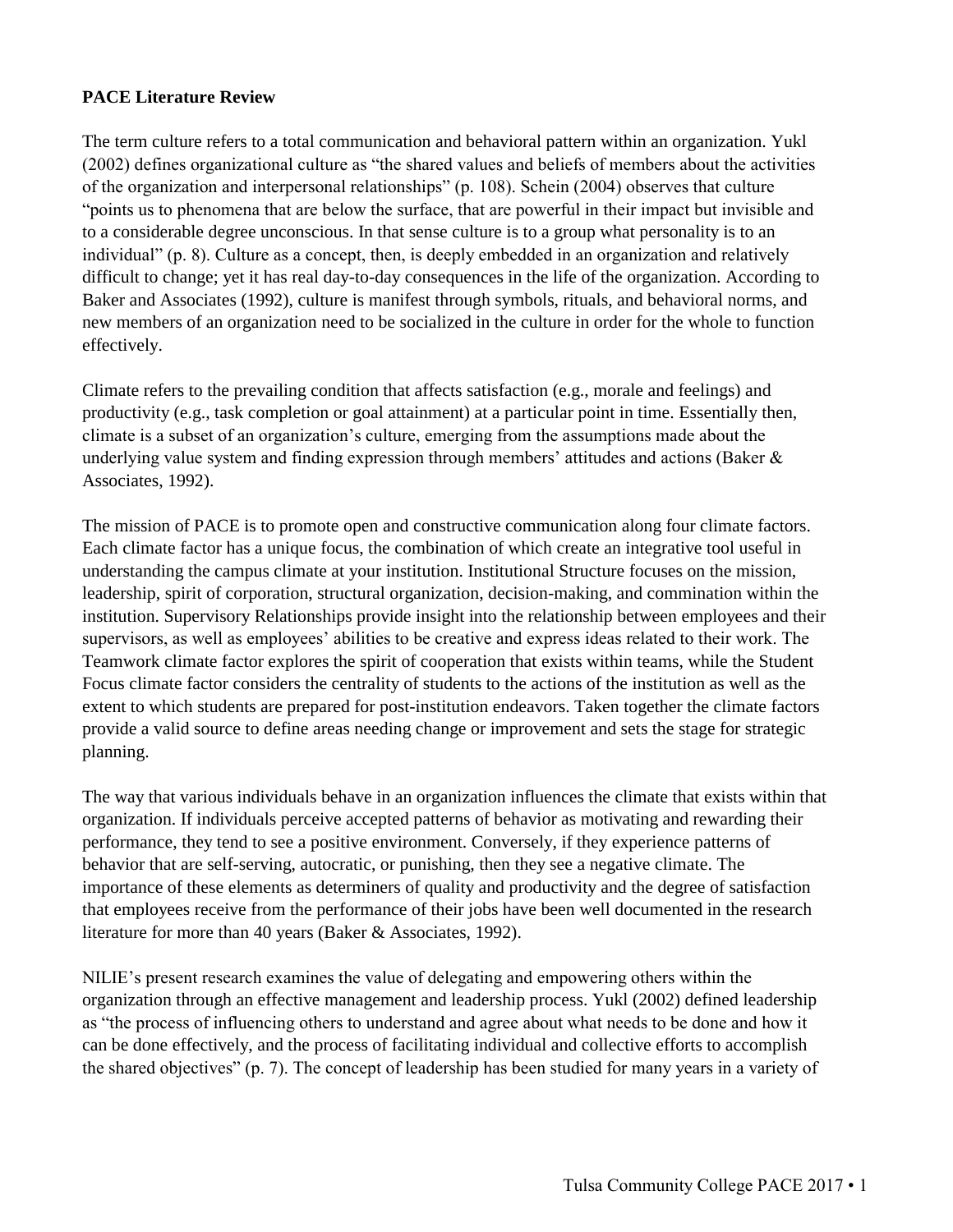**PACE Literature Review**

The term culture refers to a total communication and behavioral pattern within an organization. Yukl (2002) defines organizational culture as "the shared values and beliefs of members about the activities of the organization and interpersonal relationships" (p. 108). Schein (2004) observes that culture "points us to phenomena that are below the surface, that are powerful in their impact but invisible and to a considerable degree unconscious. In that sense culture is to a group what personality is to an individual" (p. 8). Culture as a concept, then, is deeply embedded in an organization and relatively difficult to change; yet it has real day-to-day consequences in the life of the organization. According to Baker and Associates (1992), culture is manifest through symbols, rituals, and behavioral norms, and new members of an organization need to be socialized in the culture in order for the whole to function effectively.

Climate refers to the prevailing condition that affects satisfaction (e.g., morale and feelings) and productivity (e.g., task completion or goal attainment) at a particular point in time. Essentially then, climate is a subset of an organization's culture, emerging from the assumptions made about the underlying value system and finding expression through members' attitudes and actions (Baker & Associates, 1992).

The mission of PACE is to promote open and constructive communication along four climate factors. Each climate factor has a unique focus, the combination of which create an integrative tool useful in understanding the campus climate at your institution. Institutional Structure focuses on the mission, leadership, spirit of corporation, structural organization, decision-making, and commination within the institution. Supervisory Relationships provide insight into the relationship between employees and their supervisors, as well as employees' abilities to be creative and express ideas related to their work. The Teamwork climate factor explores the spirit of cooperation that exists within teams, while the Student Focus climate factor considers the centrality of students to the actions of the institution as well as the extent to which students are prepared for post-institution endeavors. Taken together the climate factors provide a valid source to define areas needing change or improvement and sets the stage for strategic planning.

The way that various individuals behave in an organization influences the climate that exists within that organization. If individuals perceive accepted patterns of behavior as motivating and rewarding their performance, they tend to see a positive environment. Conversely, if they experience patterns of behavior that are self-serving, autocratic, or punishing, then they see a negative climate. The importance of these elements as determiners of quality and productivity and the degree of satisfaction that employees receive from the performance of their jobs have been well documented in the research literature for more than 40 years (Baker & Associates, 1992).

NILIE's present research examines the value of delegating and empowering others within the organization through an effective management and leadership process. Yukl (2002) defined leadership as "the process of influencing others to understand and agree about what needs to be done and how it can be done effectively, and the process of facilitating individual and collective efforts to accomplish the shared objectives" (p. 7). The concept of leadership has been studied for many years in a variety of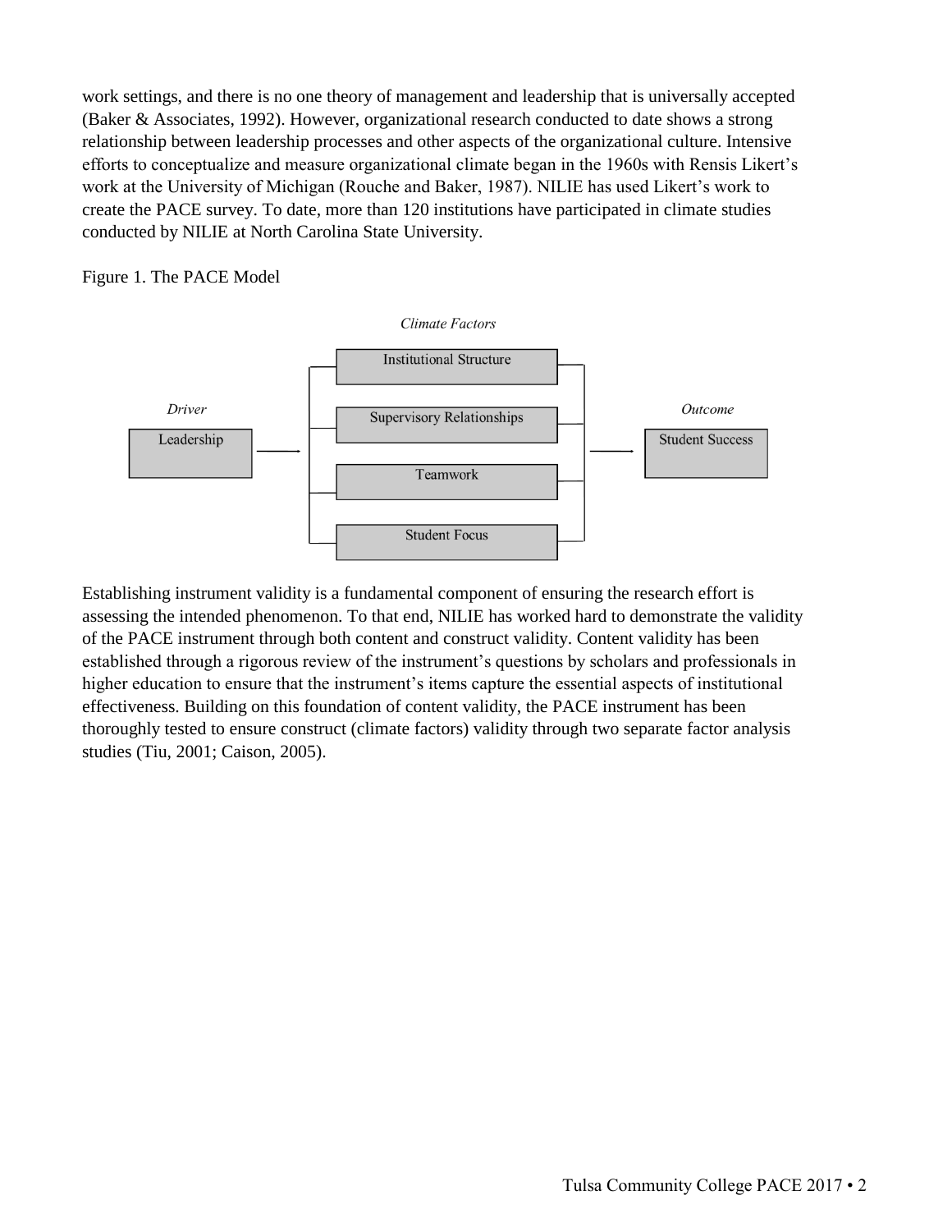work settings, and there is no one theory of management and leadership that is universally accepted (Baker & Associates, 1992). However, organizational research conducted to date shows a strong relationship between leadership processes and other aspects of the organizational culture. Intensive efforts to conceptualize and measure organizational climate began in the 1960s with Rensis Likert's work at the University of Michigan (Rouche and Baker, 1987). NILIE has used Likert's work to create the PACE survey. To date, more than 120 institutions have participated in climate studies conducted by NILIE at North Carolina State University.

Figure 1. The PACE Model

*Climate Factors*

*Driver*: Leadership → Institutional Structure, Supervisory Relationships, Teamwork, Student Focus → *Outcome*: Student Success

Establishing instrument validity is a fundamental component of ensuring the research effort is assessing the intended phenomenon. To that end, NILIE has worked hard to demonstrate the validity of the PACE instrument through both content and construct validity. Content validity has been established through a rigorous review of the instrument's questions by scholars and professionals in higher education to ensure that the instrument's items capture the essential aspects of institutional effectiveness. Building on this foundation of content validity, the PACE instrument has been thoroughly tested to ensure construct (climate factors) validity through two separate factor analysis studies (Tiu, 2001; Caison, 2005).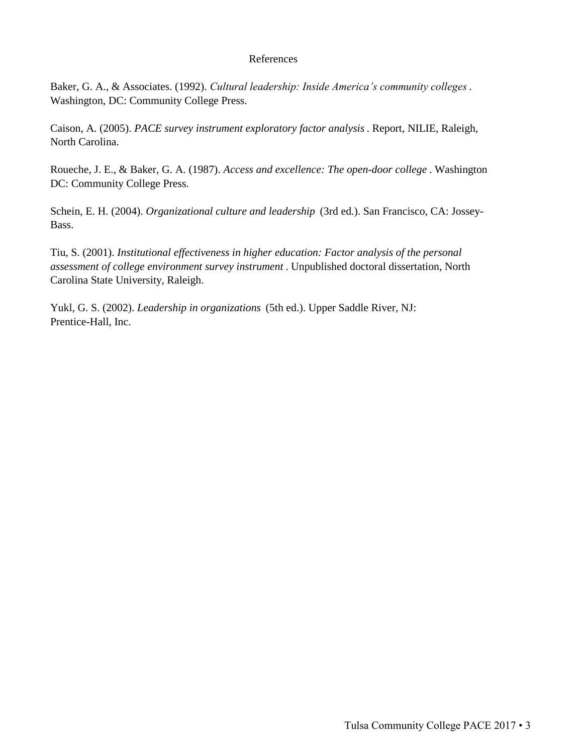## References

Baker, G. A., & Associates. (1992). *Cultural leadership: Inside America's community colleges*. Washington, DC: Community College Press.

Caison, A. (2005). *PACE survey instrument exploratory factor analysis*. Report, NILIE, Raleigh, North Carolina.

Roueche, J. E., & Baker, G. A. (1987). *Access and excellence: The open-door college*. Washington DC: Community College Press.

Schein, E. H. (2004). *Organizational culture and leadership* (3rd ed.). San Francisco, CA: Jossey-Bass.

Tiu, S. (2001). *Institutional effectiveness in higher education: Factor analysis of the personal assessment of college environment survey instrument*. Unpublished doctoral dissertation, North Carolina State University, Raleigh.

Yukl, G. S. (2002). *Leadership in organizations* (5th ed.). Upper Saddle River, NJ: Prentice-Hall, Inc.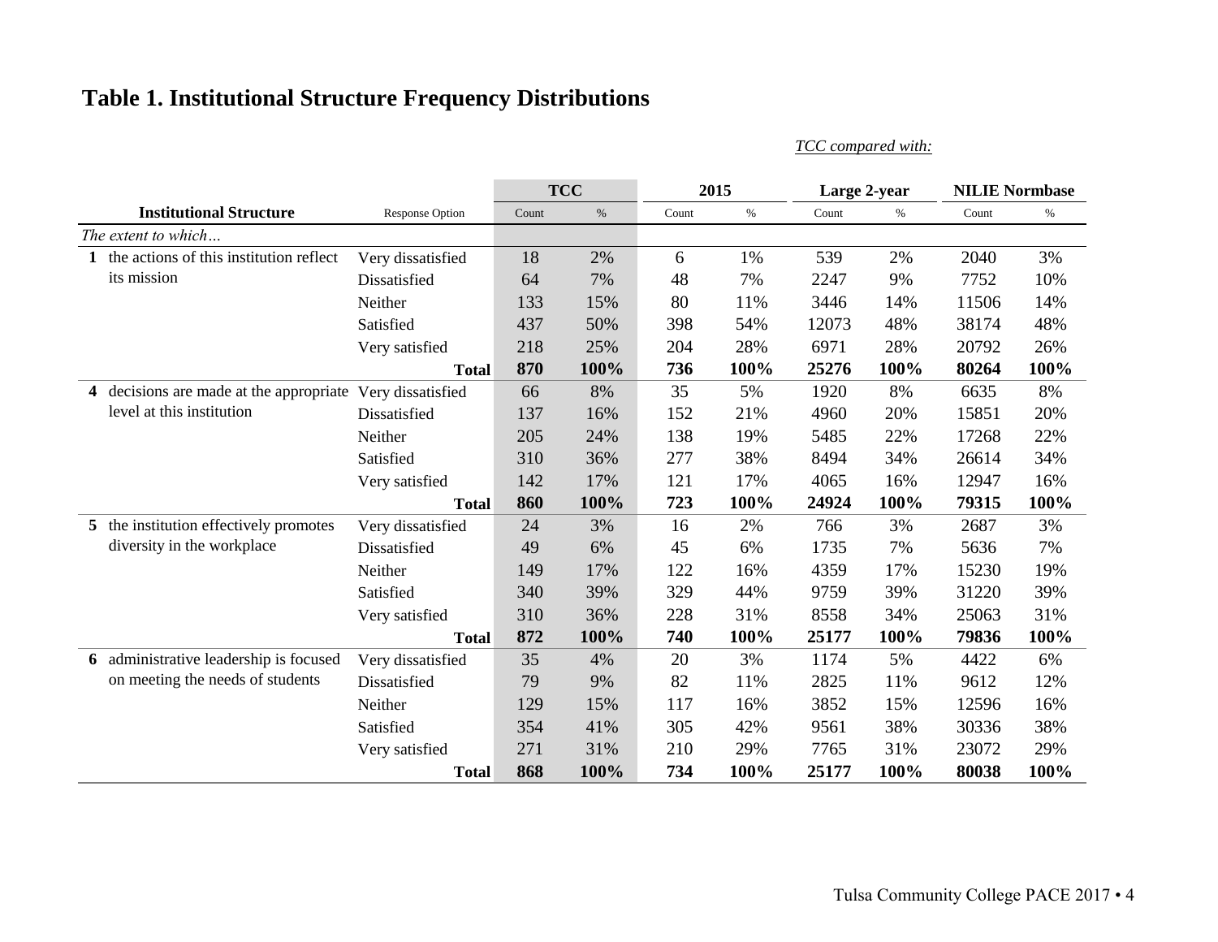# Table 1. Institutional Structure Frequency Distributions

*TCC compared with:*

| | Institutional Structure | Response Option | TCC | | 2015 | | Large 2-year | | NILIE Normbase | |
|---|---|---|---|---|---|---|---|---|---|---|
| | | | Count | % | Count | % | Count | % | Count | % |
| | *The extent to which…* | | | | | | | | | |
| **1** | the actions of this institution reflect its mission | Very dissatisfied | 18 | 2% | 6 | 1% | 539 | 2% | 2040 | 3% |
| | | Dissatisfied | 64 | 7% | 48 | 7% | 2247 | 9% | 7752 | 10% |
| | | Neither | 133 | 15% | 80 | 11% | 3446 | 14% | 11506 | 14% |
| | | Satisfied | 437 | 50% | 398 | 54% | 12073 | 48% | 38174 | 48% |
| | | Very satisfied | 218 | 25% | 204 | 28% | 6971 | 28% | 20792 | 26% |
| | | **Total** | **870** | **100%** | **736** | **100%** | **25276** | **100%** | **80264** | **100%** |
| **4** | decisions are made at the appropriate level at this institution | Very dissatisfied | 66 | 8% | 35 | 5% | 1920 | 8% | 6635 | 8% |
| | | Dissatisfied | 137 | 16% | 152 | 21% | 4960 | 20% | 15851 | 20% |
| | | Neither | 205 | 24% | 138 | 19% | 5485 | 22% | 17268 | 22% |
| | | Satisfied | 310 | 36% | 277 | 38% | 8494 | 34% | 26614 | 34% |
| | | Very satisfied | 142 | 17% | 121 | 17% | 4065 | 16% | 12947 | 16% |
| | | **Total** | **860** | **100%** | **723** | **100%** | **24924** | **100%** | **79315** | **100%** |
| **5** | the institution effectively promotes diversity in the workplace | Very dissatisfied | 24 | 3% | 16 | 2% | 766 | 3% | 2687 | 3% |
| | | Dissatisfied | 49 | 6% | 45 | 6% | 1735 | 7% | 5636 | 7% |
| | | Neither | 149 | 17% | 122 | 16% | 4359 | 17% | 15230 | 19% |
| | | Satisfied | 340 | 39% | 329 | 44% | 9759 | 39% | 31220 | 39% |
| | | Very satisfied | 310 | 36% | 228 | 31% | 8558 | 34% | 25063 | 31% |
| | | **Total** | **872** | **100%** | **740** | **100%** | **25177** | **100%** | **79836** | **100%** |
| **6** | administrative leadership is focused on meeting the needs of students | Very dissatisfied | 35 | 4% | 20 | 3% | 1174 | 5% | 4422 | 6% |
| | | Dissatisfied | 79 | 9% | 82 | 11% | 2825 | 11% | 9612 | 12% |
| | | Neither | 129 | 15% | 117 | 16% | 3852 | 15% | 12596 | 16% |
| | | Satisfied | 354 | 41% | 305 | 42% | 9561 | 38% | 30336 | 38% |
| | | Very satisfied | 271 | 31% | 210 | 29% | 7765 | 31% | 23072 | 29% |
| | | **Total** | **868** | **100%** | **734** | **100%** | **25177** | **100%** | **80038** | **100%** |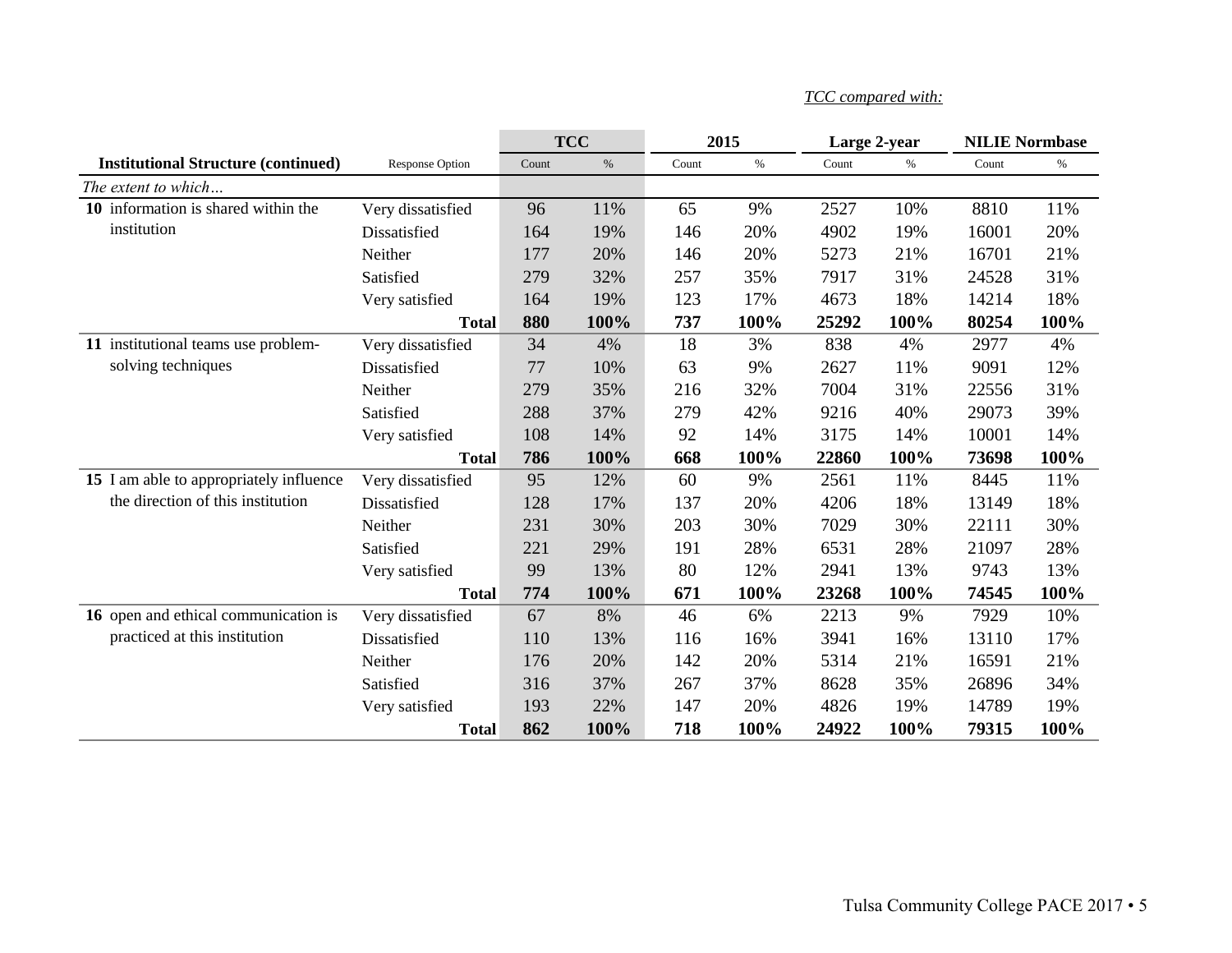*TCC compared with:*

| Institutional Structure (continued) | Response Option | TCC | | 2015 | | Large 2-year | | NILIE Normbase | |
|---|---|---|---|---|---|---|---|---|---|
| | | Count | % | Count | % | Count | % | Count | % |
| *The extent to which…* | | | | | | | | | |
| **10** information is shared within the institution | Very dissatisfied | 96 | 11% | 65 | 9% | 2527 | 10% | 8810 | 11% |
| | Dissatisfied | 164 | 19% | 146 | 20% | 4902 | 19% | 16001 | 20% |
| | Neither | 177 | 20% | 146 | 20% | 5273 | 21% | 16701 | 21% |
| | Satisfied | 279 | 32% | 257 | 35% | 7917 | 31% | 24528 | 31% |
| | Very satisfied | 164 | 19% | 123 | 17% | 4673 | 18% | 14214 | 18% |
| | **Total** | **880** | **100%** | **737** | **100%** | **25292** | **100%** | **80254** | **100%** |
| **11** institutional teams use problem-solving techniques | Very dissatisfied | 34 | 4% | 18 | 3% | 838 | 4% | 2977 | 4% |
| | Dissatisfied | 77 | 10% | 63 | 9% | 2627 | 11% | 9091 | 12% |
| | Neither | 279 | 35% | 216 | 32% | 7004 | 31% | 22556 | 31% |
| | Satisfied | 288 | 37% | 279 | 42% | 9216 | 40% | 29073 | 39% |
| | Very satisfied | 108 | 14% | 92 | 14% | 3175 | 14% | 10001 | 14% |
| | **Total** | **786** | **100%** | **668** | **100%** | **22860** | **100%** | **73698** | **100%** |
| **15** I am able to appropriately influence the direction of this institution | Very dissatisfied | 95 | 12% | 60 | 9% | 2561 | 11% | 8445 | 11% |
| | Dissatisfied | 128 | 17% | 137 | 20% | 4206 | 18% | 13149 | 18% |
| | Neither | 231 | 30% | 203 | 30% | 7029 | 30% | 22111 | 30% |
| | Satisfied | 221 | 29% | 191 | 28% | 6531 | 28% | 21097 | 28% |
| | Very satisfied | 99 | 13% | 80 | 12% | 2941 | 13% | 9743 | 13% |
| | **Total** | **774** | **100%** | **671** | **100%** | **23268** | **100%** | **74545** | **100%** |
| **16** open and ethical communication is practiced at this institution | Very dissatisfied | 67 | 8% | 46 | 6% | 2213 | 9% | 7929 | 10% |
| | Dissatisfied | 110 | 13% | 116 | 16% | 3941 | 16% | 13110 | 17% |
| | Neither | 176 | 20% | 142 | 20% | 5314 | 21% | 16591 | 21% |
| | Satisfied | 316 | 37% | 267 | 37% | 8628 | 35% | 26896 | 34% |
| | Very satisfied | 193 | 22% | 147 | 20% | 4826 | 19% | 14789 | 19% |
| | **Total** | **862** | **100%** | **718** | **100%** | **24922** | **100%** | **79315** | **100%** |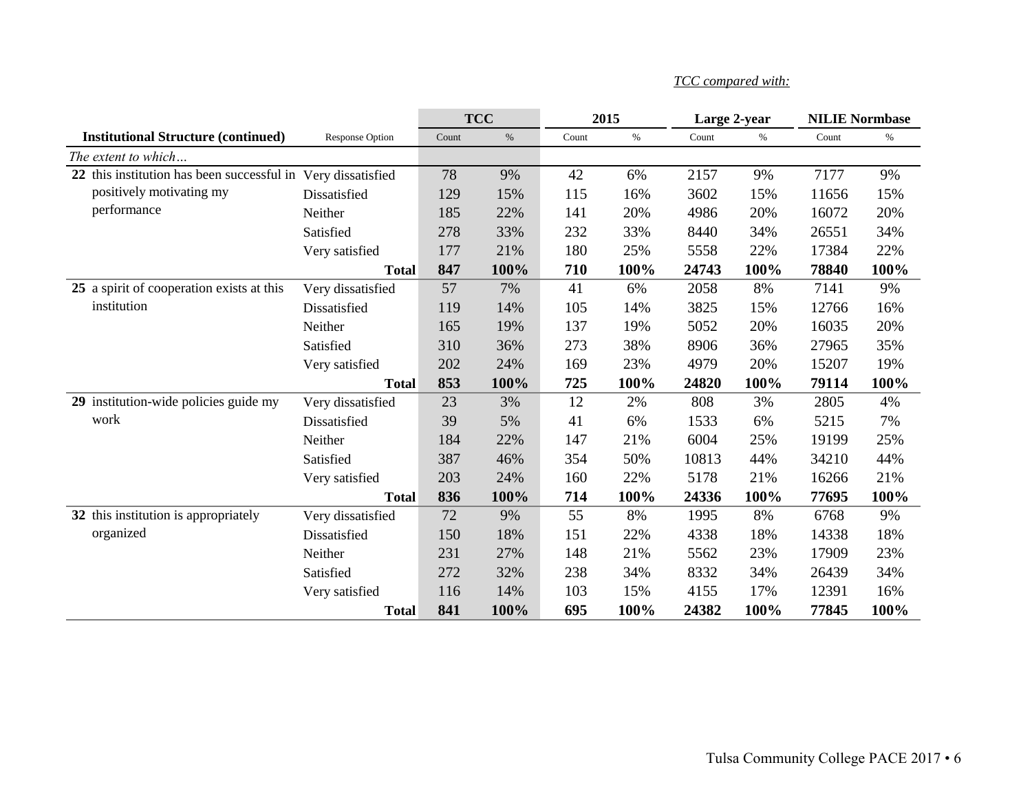*TCC compared with:*

| Institutional Structure (continued) | Response Option | TCC | | 2015 | | Large 2-year | | NILIE Normbase | |
|---|---|---|---|---|---|---|---|---|---|
| | | Count | % | Count | % | Count | % | Count | % |
| *The extent to which…* | | | | | | | | | |
| **22** this institution has been successful in positively motivating my performance | Very dissatisfied | 78 | 9% | 42 | 6% | 2157 | 9% | 7177 | 9% |
| | Dissatisfied | 129 | 15% | 115 | 16% | 3602 | 15% | 11656 | 15% |
| | Neither | 185 | 22% | 141 | 20% | 4986 | 20% | 16072 | 20% |
| | Satisfied | 278 | 33% | 232 | 33% | 8440 | 34% | 26551 | 34% |
| | Very satisfied | 177 | 21% | 180 | 25% | 5558 | 22% | 17384 | 22% |
| | **Total** | **847** | **100%** | **710** | **100%** | **24743** | **100%** | **78840** | **100%** |
| **25** a spirit of cooperation exists at this institution | Very dissatisfied | 57 | 7% | 41 | 6% | 2058 | 8% | 7141 | 9% |
| | Dissatisfied | 119 | 14% | 105 | 14% | 3825 | 15% | 12766 | 16% |
| | Neither | 165 | 19% | 137 | 19% | 5052 | 20% | 16035 | 20% |
| | Satisfied | 310 | 36% | 273 | 38% | 8906 | 36% | 27965 | 35% |
| | Very satisfied | 202 | 24% | 169 | 23% | 4979 | 20% | 15207 | 19% |
| | **Total** | **853** | **100%** | **725** | **100%** | **24820** | **100%** | **79114** | **100%** |
| **29** institution-wide policies guide my work | Very dissatisfied | 23 | 3% | 12 | 2% | 808 | 3% | 2805 | 4% |
| | Dissatisfied | 39 | 5% | 41 | 6% | 1533 | 6% | 5215 | 7% |
| | Neither | 184 | 22% | 147 | 21% | 6004 | 25% | 19199 | 25% |
| | Satisfied | 387 | 46% | 354 | 50% | 10813 | 44% | 34210 | 44% |
| | Very satisfied | 203 | 24% | 160 | 22% | 5178 | 21% | 16266 | 21% |
| | **Total** | **836** | **100%** | **714** | **100%** | **24336** | **100%** | **77695** | **100%** |
| **32** this institution is appropriately organized | Very dissatisfied | 72 | 9% | 55 | 8% | 1995 | 8% | 6768 | 9% |
| | Dissatisfied | 150 | 18% | 151 | 22% | 4338 | 18% | 14338 | 18% |
| | Neither | 231 | 27% | 148 | 21% | 5562 | 23% | 17909 | 23% |
| | Satisfied | 272 | 32% | 238 | 34% | 8332 | 34% | 26439 | 34% |
| | Very satisfied | 116 | 14% | 103 | 15% | 4155 | 17% | 12391 | 16% |
| | **Total** | **841** | **100%** | **695** | **100%** | **24382** | **100%** | **77845** | **100%** |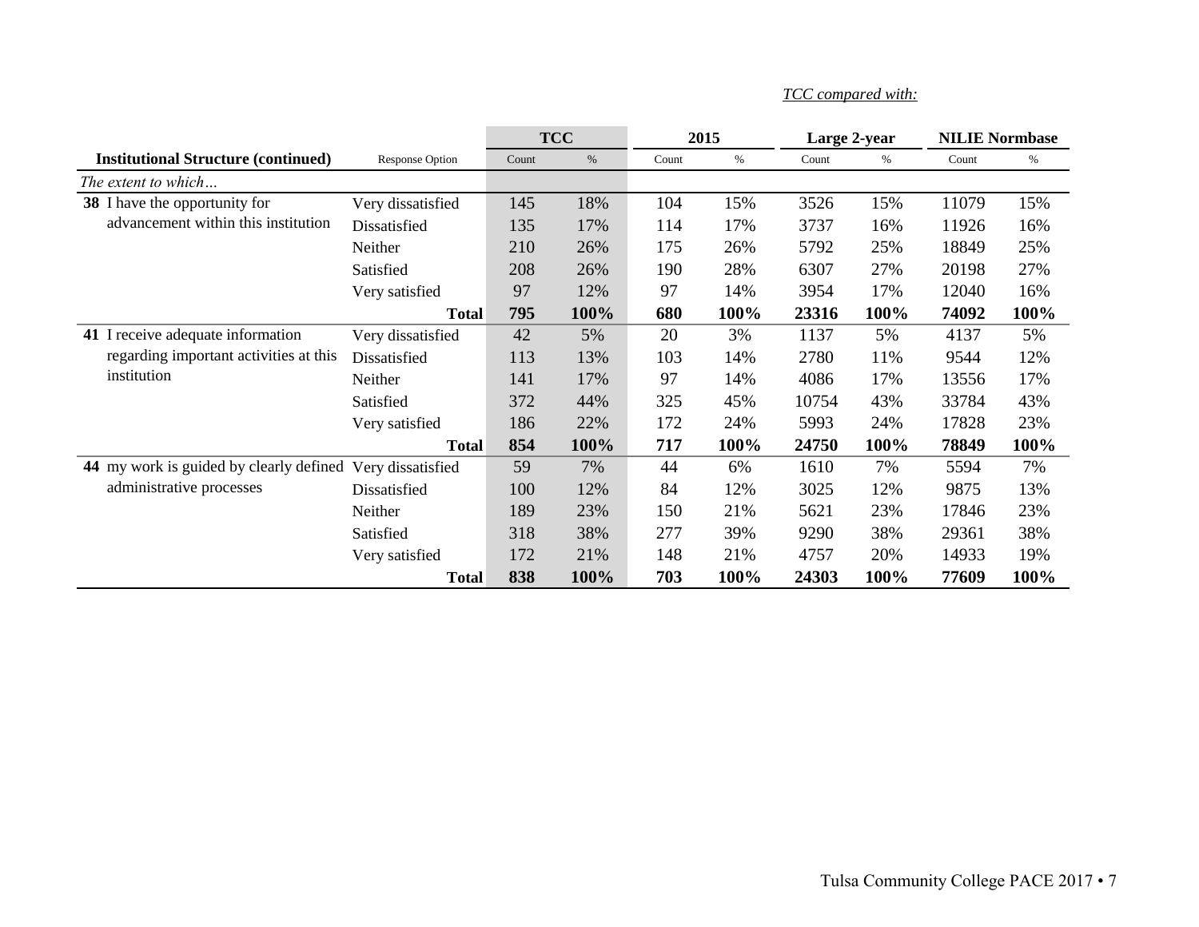*TCC compared with:*

| Institutional Structure (continued) | Response Option | TCC | | 2015 | | Large 2-year | | NILIE Normbase | |
|---|---|---|---|---|---|---|---|---|---|
| | | Count | % | Count | % | Count | % | Count | % |
| *The extent to which…* | | | | | | | | | |
| **38** I have the opportunity for advancement within this institution | Very dissatisfied | 145 | 18% | 104 | 15% | 3526 | 15% | 11079 | 15% |
| | Dissatisfied | 135 | 17% | 114 | 17% | 3737 | 16% | 11926 | 16% |
| | Neither | 210 | 26% | 175 | 26% | 5792 | 25% | 18849 | 25% |
| | Satisfied | 208 | 26% | 190 | 28% | 6307 | 27% | 20198 | 27% |
| | Very satisfied | 97 | 12% | 97 | 14% | 3954 | 17% | 12040 | 16% |
| | **Total** | **795** | **100%** | **680** | **100%** | **23316** | **100%** | **74092** | **100%** |
| **41** I receive adequate information regarding important activities at this institution | Very dissatisfied | 42 | 5% | 20 | 3% | 1137 | 5% | 4137 | 5% |
| | Dissatisfied | 113 | 13% | 103 | 14% | 2780 | 11% | 9544 | 12% |
| | Neither | 141 | 17% | 97 | 14% | 4086 | 17% | 13556 | 17% |
| | Satisfied | 372 | 44% | 325 | 45% | 10754 | 43% | 33784 | 43% |
| | Very satisfied | 186 | 22% | 172 | 24% | 5993 | 24% | 17828 | 23% |
| | **Total** | **854** | **100%** | **717** | **100%** | **24750** | **100%** | **78849** | **100%** |
| **44** my work is guided by clearly defined administrative processes | Very dissatisfied | 59 | 7% | 44 | 6% | 1610 | 7% | 5594 | 7% |
| | Dissatisfied | 100 | 12% | 84 | 12% | 3025 | 12% | 9875 | 13% |
| | Neither | 189 | 23% | 150 | 21% | 5621 | 23% | 17846 | 23% |
| | Satisfied | 318 | 38% | 277 | 39% | 9290 | 38% | 29361 | 38% |
| | Very satisfied | 172 | 21% | 148 | 21% | 4757 | 20% | 14933 | 19% |
| | **Total** | **838** | **100%** | **703** | **100%** | **24303** | **100%** | **77609** | **100%** |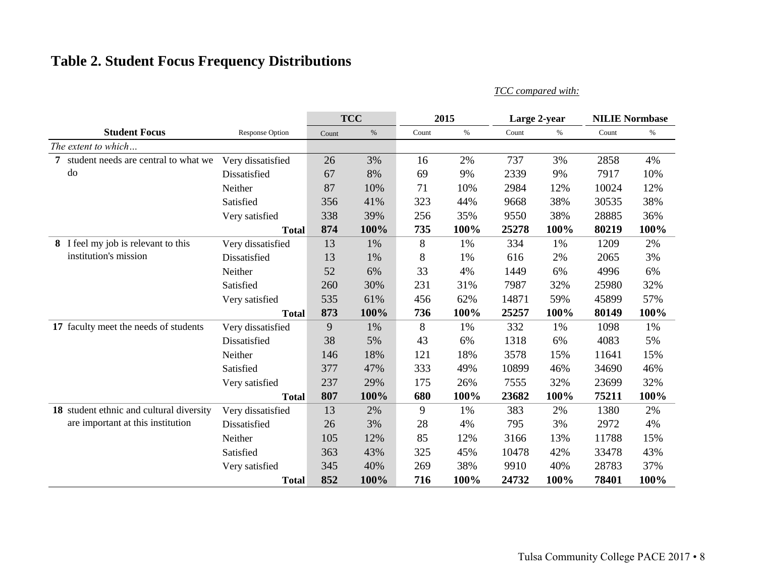## Table 2. Student Focus Frequency Distributions

*TCC compared with:*

| Student Focus | Response Option | TCC | | 2015 | | Large 2-year | | NILIE Normbase | |
|---|---|---|---|---|---|---|---|---|---|
| | | Count | % | Count | % | Count | % | Count | % |
| *The extent to which…* | | | | | | | | | |
| **7** student needs are central to what we do | Very dissatisfied | 26 | 3% | 16 | 2% | 737 | 3% | 2858 | 4% |
| | Dissatisfied | 67 | 8% | 69 | 9% | 2339 | 9% | 7917 | 10% |
| | Neither | 87 | 10% | 71 | 10% | 2984 | 12% | 10024 | 12% |
| | Satisfied | 356 | 41% | 323 | 44% | 9668 | 38% | 30535 | 38% |
| | Very satisfied | 338 | 39% | 256 | 35% | 9550 | 38% | 28885 | 36% |
| | **Total** | **874** | **100%** | **735** | **100%** | **25278** | **100%** | **80219** | **100%** |
| **8** I feel my job is relevant to this institution's mission | Very dissatisfied | 13 | 1% | 8 | 1% | 334 | 1% | 1209 | 2% |
| | Dissatisfied | 13 | 1% | 8 | 1% | 616 | 2% | 2065 | 3% |
| | Neither | 52 | 6% | 33 | 4% | 1449 | 6% | 4996 | 6% |
| | Satisfied | 260 | 30% | 231 | 31% | 7987 | 32% | 25980 | 32% |
| | Very satisfied | 535 | 61% | 456 | 62% | 14871 | 59% | 45899 | 57% |
| | **Total** | **873** | **100%** | **736** | **100%** | **25257** | **100%** | **80149** | **100%** |
| **17** faculty meet the needs of students | Very dissatisfied | 9 | 1% | 8 | 1% | 332 | 1% | 1098 | 1% |
| | Dissatisfied | 38 | 5% | 43 | 6% | 1318 | 6% | 4083 | 5% |
| | Neither | 146 | 18% | 121 | 18% | 3578 | 15% | 11641 | 15% |
| | Satisfied | 377 | 47% | 333 | 49% | 10899 | 46% | 34690 | 46% |
| | Very satisfied | 237 | 29% | 175 | 26% | 7555 | 32% | 23699 | 32% |
| | **Total** | **807** | **100%** | **680** | **100%** | **23682** | **100%** | **75211** | **100%** |
| **18** student ethnic and cultural diversity are important at this institution | Very dissatisfied | 13 | 2% | 9 | 1% | 383 | 2% | 1380 | 2% |
| | Dissatisfied | 26 | 3% | 28 | 4% | 795 | 3% | 2972 | 4% |
| | Neither | 105 | 12% | 85 | 12% | 3166 | 13% | 11788 | 15% |
| | Satisfied | 363 | 43% | 325 | 45% | 10478 | 42% | 33478 | 43% |
| | Very satisfied | 345 | 40% | 269 | 38% | 9910 | 40% | 28783 | 37% |
| | **Total** | **852** | **100%** | **716** | **100%** | **24732** | **100%** | **78401** | **100%** |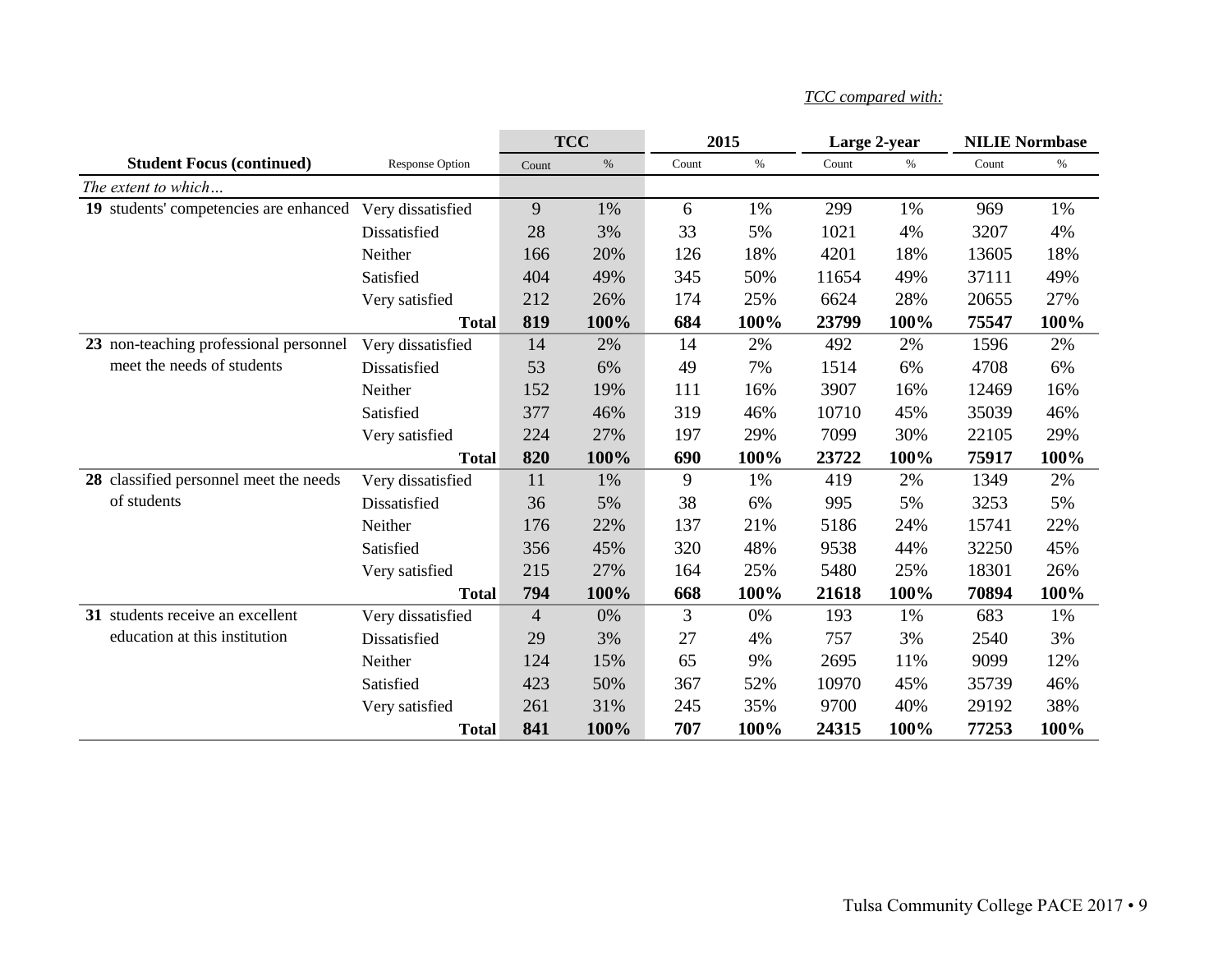*TCC compared with:*

| Student Focus (continued) | Response Option | TCC | | 2015 | | Large 2-year | | NILIE Normbase | |
|---|---|---|---|---|---|---|---|---|---|
| | | Count | % | Count | % | Count | % | Count | % |
| *The extent to which…* | | | | | | | | | |
| **19** students' competencies are enhanced | Very dissatisfied | 9 | 1% | 6 | 1% | 299 | 1% | 969 | 1% |
| | Dissatisfied | 28 | 3% | 33 | 5% | 1021 | 4% | 3207 | 4% |
| | Neither | 166 | 20% | 126 | 18% | 4201 | 18% | 13605 | 18% |
| | Satisfied | 404 | 49% | 345 | 50% | 11654 | 49% | 37111 | 49% |
| | Very satisfied | 212 | 26% | 174 | 25% | 6624 | 28% | 20655 | 27% |
| | **Total** | **819** | **100%** | **684** | **100%** | **23799** | **100%** | **75547** | **100%** |
| **23** non-teaching professional personnel meet the needs of students | Very dissatisfied | 14 | 2% | 14 | 2% | 492 | 2% | 1596 | 2% |
| | Dissatisfied | 53 | 6% | 49 | 7% | 1514 | 6% | 4708 | 6% |
| | Neither | 152 | 19% | 111 | 16% | 3907 | 16% | 12469 | 16% |
| | Satisfied | 377 | 46% | 319 | 46% | 10710 | 45% | 35039 | 46% |
| | Very satisfied | 224 | 27% | 197 | 29% | 7099 | 30% | 22105 | 29% |
| | **Total** | **820** | **100%** | **690** | **100%** | **23722** | **100%** | **75917** | **100%** |
| **28** classified personnel meet the needs of students | Very dissatisfied | 11 | 1% | 9 | 1% | 419 | 2% | 1349 | 2% |
| | Dissatisfied | 36 | 5% | 38 | 6% | 995 | 5% | 3253 | 5% |
| | Neither | 176 | 22% | 137 | 21% | 5186 | 24% | 15741 | 22% |
| | Satisfied | 356 | 45% | 320 | 48% | 9538 | 44% | 32250 | 45% |
| | Very satisfied | 215 | 27% | 164 | 25% | 5480 | 25% | 18301 | 26% |
| | **Total** | **794** | **100%** | **668** | **100%** | **21618** | **100%** | **70894** | **100%** |
| **31** students receive an excellent education at this institution | Very dissatisfied | 4 | 0% | 3 | 0% | 193 | 1% | 683 | 1% |
| | Dissatisfied | 29 | 3% | 27 | 4% | 757 | 3% | 2540 | 3% |
| | Neither | 124 | 15% | 65 | 9% | 2695 | 11% | 9099 | 12% |
| | Satisfied | 423 | 50% | 367 | 52% | 10970 | 45% | 35739 | 46% |
| | Very satisfied | 261 | 31% | 245 | 35% | 9700 | 40% | 29192 | 38% |
| | **Total** | **841** | **100%** | **707** | **100%** | **24315** | **100%** | **77253** | **100%** |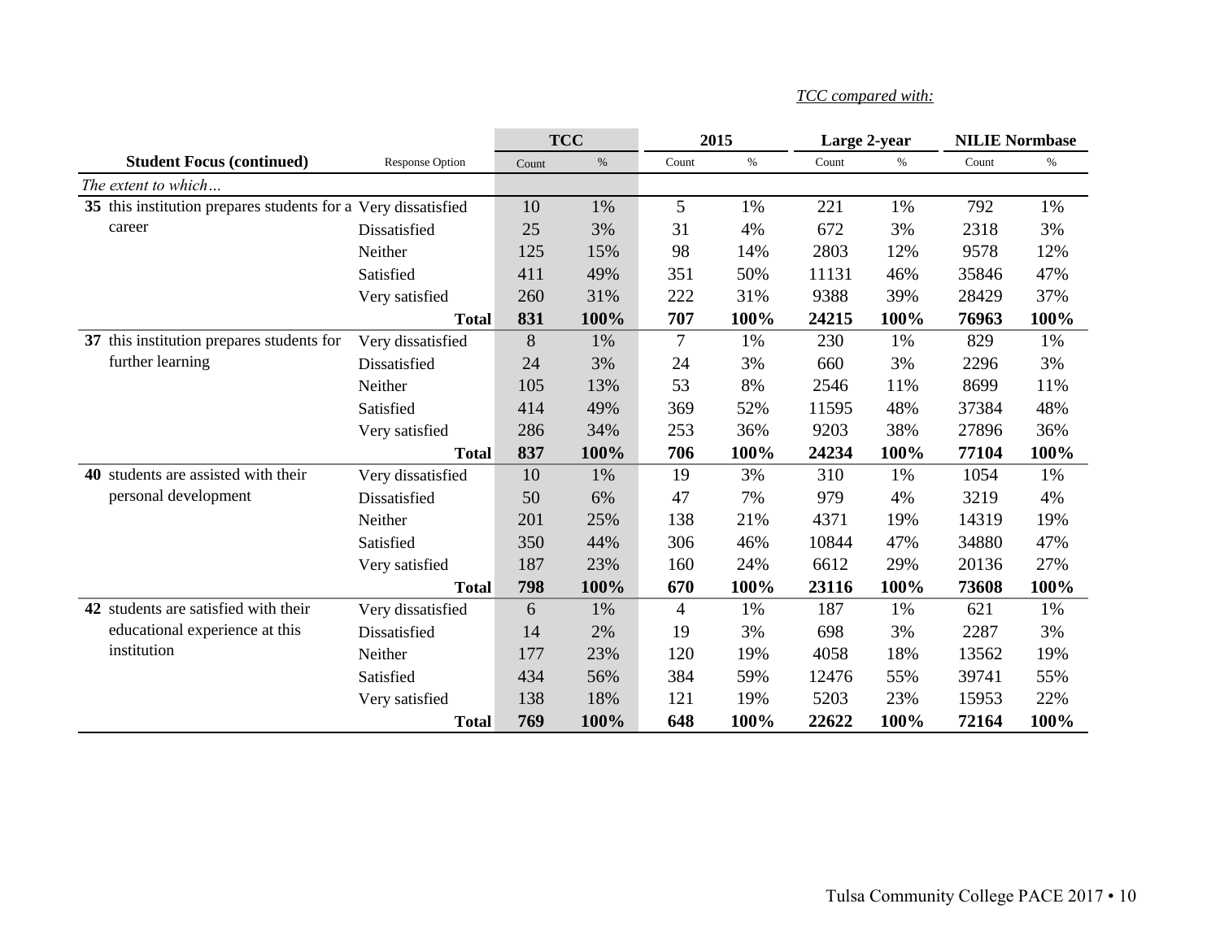*TCC compared with:*

| Student Focus (continued) | Response Option | TCC | | 2015 | | Large 2-year | | NILIE Normbase | |
|---|---|---|---|---|---|---|---|---|---|
| | | Count | % | Count | % | Count | % | Count | % |
| *The extent to which…* | | | | | | | | | |
| **35** this institution prepares students for a career | Very dissatisfied | 10 | 1% | 5 | 1% | 221 | 1% | 792 | 1% |
| | Dissatisfied | 25 | 3% | 31 | 4% | 672 | 3% | 2318 | 3% |
| | Neither | 125 | 15% | 98 | 14% | 2803 | 12% | 9578 | 12% |
| | Satisfied | 411 | 49% | 351 | 50% | 11131 | 46% | 35846 | 47% |
| | Very satisfied | 260 | 31% | 222 | 31% | 9388 | 39% | 28429 | 37% |
| | **Total** | **831** | **100%** | **707** | **100%** | **24215** | **100%** | **76963** | **100%** |
| **37** this institution prepares students for further learning | Very dissatisfied | 8 | 1% | 7 | 1% | 230 | 1% | 829 | 1% |
| | Dissatisfied | 24 | 3% | 24 | 3% | 660 | 3% | 2296 | 3% |
| | Neither | 105 | 13% | 53 | 8% | 2546 | 11% | 8699 | 11% |
| | Satisfied | 414 | 49% | 369 | 52% | 11595 | 48% | 37384 | 48% |
| | Very satisfied | 286 | 34% | 253 | 36% | 9203 | 38% | 27896 | 36% |
| | **Total** | **837** | **100%** | **706** | **100%** | **24234** | **100%** | **77104** | **100%** |
| **40** students are assisted with their personal development | Very dissatisfied | 10 | 1% | 19 | 3% | 310 | 1% | 1054 | 1% |
| | Dissatisfied | 50 | 6% | 47 | 7% | 979 | 4% | 3219 | 4% |
| | Neither | 201 | 25% | 138 | 21% | 4371 | 19% | 14319 | 19% |
| | Satisfied | 350 | 44% | 306 | 46% | 10844 | 47% | 34880 | 47% |
| | Very satisfied | 187 | 23% | 160 | 24% | 6612 | 29% | 20136 | 27% |
| | **Total** | **798** | **100%** | **670** | **100%** | **23116** | **100%** | **73608** | **100%** |
| **42** students are satisfied with their educational experience at this institution | Very dissatisfied | 6 | 1% | 4 | 1% | 187 | 1% | 621 | 1% |
| | Dissatisfied | 14 | 2% | 19 | 3% | 698 | 3% | 2287 | 3% |
| | Neither | 177 | 23% | 120 | 19% | 4058 | 18% | 13562 | 19% |
| | Satisfied | 434 | 56% | 384 | 59% | 12476 | 55% | 39741 | 55% |
| | Very satisfied | 138 | 18% | 121 | 19% | 5203 | 23% | 15953 | 22% |
| | **Total** | **769** | **100%** | **648** | **100%** | **22622** | **100%** | **72164** | **100%** |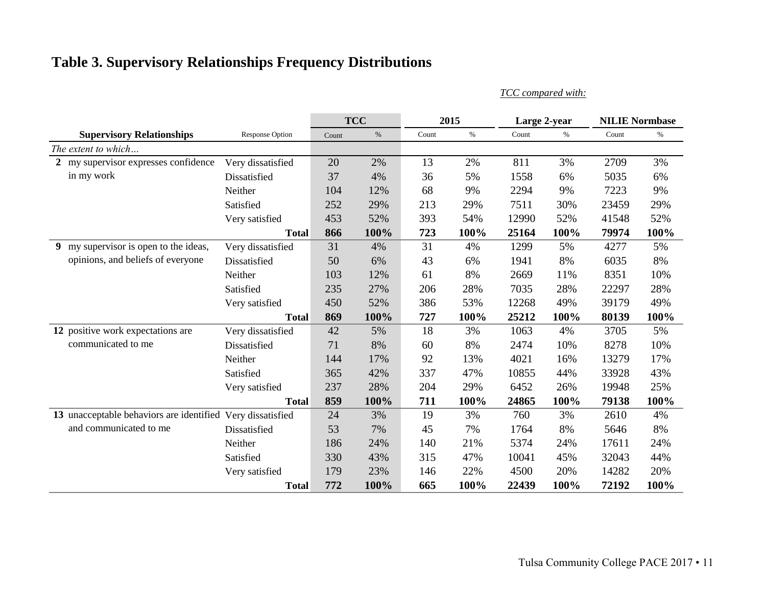# Table 3. Supervisory Relationships Frequency Distributions

*TCC compared with:*

| Supervisory Relationships | Response Option | TCC | | 2015 | | Large 2-year | | NILIE Normbase | |
|---|---|---|---|---|---|---|---|---|---|
| | | Count | % | Count | % | Count | % | Count | % |
| *The extent to which…* | | | | | | | | | |
| **2** my supervisor expresses confidence in my work | Very dissatisfied | 20 | 2% | 13 | 2% | 811 | 3% | 2709 | 3% |
| | Dissatisfied | 37 | 4% | 36 | 5% | 1558 | 6% | 5035 | 6% |
| | Neither | 104 | 12% | 68 | 9% | 2294 | 9% | 7223 | 9% |
| | Satisfied | 252 | 29% | 213 | 29% | 7511 | 30% | 23459 | 29% |
| | Very satisfied | 453 | 52% | 393 | 54% | 12990 | 52% | 41548 | 52% |
| | **Total** | **866** | **100%** | **723** | **100%** | **25164** | **100%** | **79974** | **100%** |
| **9** my supervisor is open to the ideas, opinions, and beliefs of everyone | Very dissatisfied | 31 | 4% | 31 | 4% | 1299 | 5% | 4277 | 5% |
| | Dissatisfied | 50 | 6% | 43 | 6% | 1941 | 8% | 6035 | 8% |
| | Neither | 103 | 12% | 61 | 8% | 2669 | 11% | 8351 | 10% |
| | Satisfied | 235 | 27% | 206 | 28% | 7035 | 28% | 22297 | 28% |
| | Very satisfied | 450 | 52% | 386 | 53% | 12268 | 49% | 39179 | 49% |
| | **Total** | **869** | **100%** | **727** | **100%** | **25212** | **100%** | **80139** | **100%** |
| **12** positive work expectations are communicated to me | Very dissatisfied | 42 | 5% | 18 | 3% | 1063 | 4% | 3705 | 5% |
| | Dissatisfied | 71 | 8% | 60 | 8% | 2474 | 10% | 8278 | 10% |
| | Neither | 144 | 17% | 92 | 13% | 4021 | 16% | 13279 | 17% |
| | Satisfied | 365 | 42% | 337 | 47% | 10855 | 44% | 33928 | 43% |
| | Very satisfied | 237 | 28% | 204 | 29% | 6452 | 26% | 19948 | 25% |
| | **Total** | **859** | **100%** | **711** | **100%** | **24865** | **100%** | **79138** | **100%** |
| **13** unacceptable behaviors are identified and communicated to me | Very dissatisfied | 24 | 3% | 19 | 3% | 760 | 3% | 2610 | 4% |
| | Dissatisfied | 53 | 7% | 45 | 7% | 1764 | 8% | 5646 | 8% |
| | Neither | 186 | 24% | 140 | 21% | 5374 | 24% | 17611 | 24% |
| | Satisfied | 330 | 43% | 315 | 47% | 10041 | 45% | 32043 | 44% |
| | Very satisfied | 179 | 23% | 146 | 22% | 4500 | 20% | 14282 | 20% |
| | **Total** | **772** | **100%** | **665** | **100%** | **22439** | **100%** | **72192** | **100%** |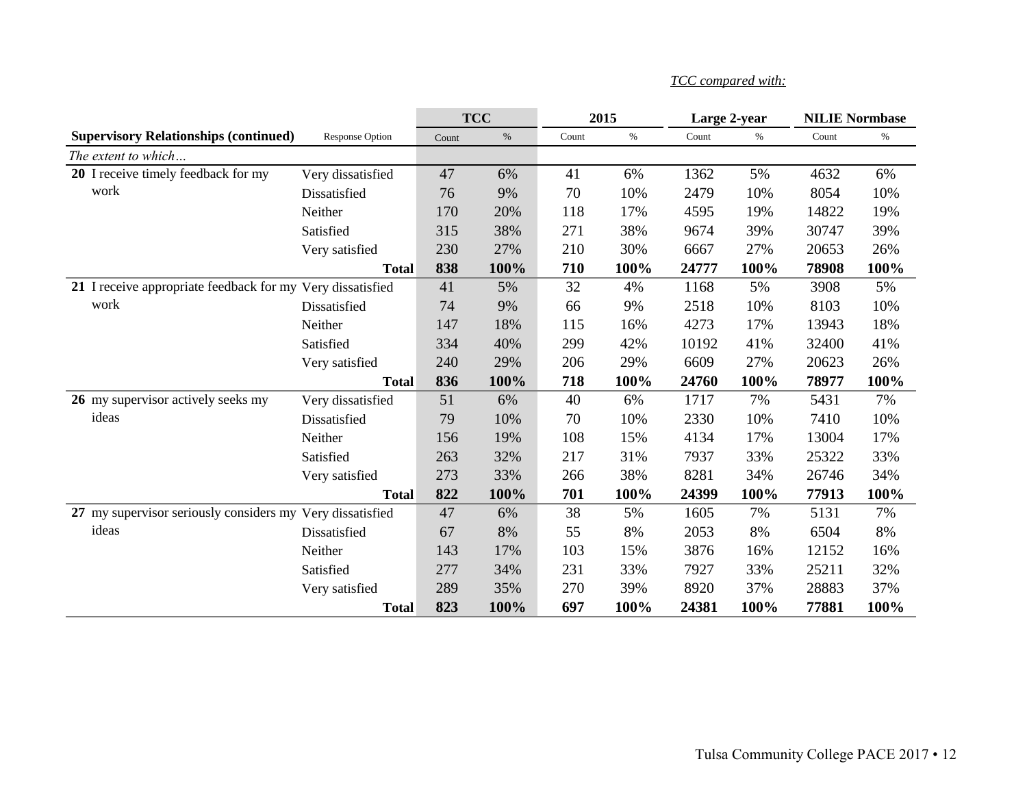*TCC compared with:*

| Supervisory Relationships (continued) | Response Option | TCC | | 2015 | | Large 2-year | | NILIE Normbase | |
|---|---|---|---|---|---|---|---|---|---|
| | | Count | % | Count | % | Count | % | Count | % |
| *The extent to which…* | | | | | | | | | |
| **20** I receive timely feedback for my work | Very dissatisfied | 47 | 6% | 41 | 6% | 1362 | 5% | 4632 | 6% |
| | Dissatisfied | 76 | 9% | 70 | 10% | 2479 | 10% | 8054 | 10% |
| | Neither | 170 | 20% | 118 | 17% | 4595 | 19% | 14822 | 19% |
| | Satisfied | 315 | 38% | 271 | 38% | 9674 | 39% | 30747 | 39% |
| | Very satisfied | 230 | 27% | 210 | 30% | 6667 | 27% | 20653 | 26% |
| | **Total** | **838** | **100%** | **710** | **100%** | **24777** | **100%** | **78908** | **100%** |
| **21** I receive appropriate feedback for my work | Very dissatisfied | 41 | 5% | 32 | 4% | 1168 | 5% | 3908 | 5% |
| | Dissatisfied | 74 | 9% | 66 | 9% | 2518 | 10% | 8103 | 10% |
| | Neither | 147 | 18% | 115 | 16% | 4273 | 17% | 13943 | 18% |
| | Satisfied | 334 | 40% | 299 | 42% | 10192 | 41% | 32400 | 41% |
| | Very satisfied | 240 | 29% | 206 | 29% | 6609 | 27% | 20623 | 26% |
| | **Total** | **836** | **100%** | **718** | **100%** | **24760** | **100%** | **78977** | **100%** |
| **26** my supervisor actively seeks my ideas | Very dissatisfied | 51 | 6% | 40 | 6% | 1717 | 7% | 5431 | 7% |
| | Dissatisfied | 79 | 10% | 70 | 10% | 2330 | 10% | 7410 | 10% |
| | Neither | 156 | 19% | 108 | 15% | 4134 | 17% | 13004 | 17% |
| | Satisfied | 263 | 32% | 217 | 31% | 7937 | 33% | 25322 | 33% |
| | Very satisfied | 273 | 33% | 266 | 38% | 8281 | 34% | 26746 | 34% |
| | **Total** | **822** | **100%** | **701** | **100%** | **24399** | **100%** | **77913** | **100%** |
| **27** my supervisor seriously considers my ideas | Very dissatisfied | 47 | 6% | 38 | 5% | 1605 | 7% | 5131 | 7% |
| | Dissatisfied | 67 | 8% | 55 | 8% | 2053 | 8% | 6504 | 8% |
| | Neither | 143 | 17% | 103 | 15% | 3876 | 16% | 12152 | 16% |
| | Satisfied | 277 | 34% | 231 | 33% | 7927 | 33% | 25211 | 32% |
| | Very satisfied | 289 | 35% | 270 | 39% | 8920 | 37% | 28883 | 37% |
| | **Total** | **823** | **100%** | **697** | **100%** | **24381** | **100%** | **77881** | **100%** |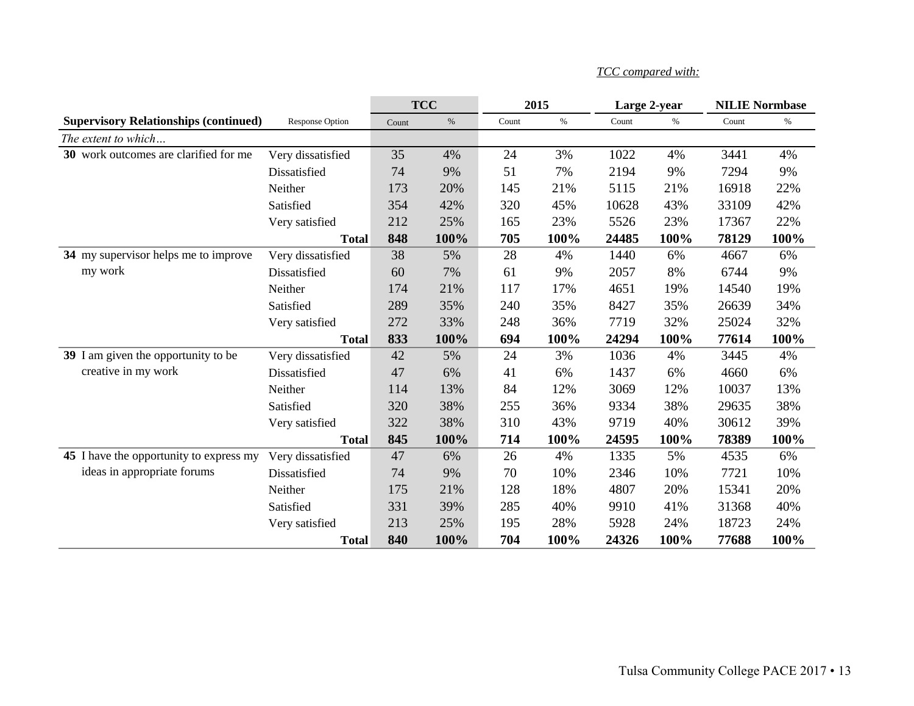*TCC compared with:*

| Supervisory Relationships (continued) | Response Option | TCC | | 2015 | | Large 2-year | | NILIE Normbase | |
|---|---|---|---|---|---|---|---|---|---|
| | | Count | % | Count | % | Count | % | Count | % |
| *The extent to which…* | | | | | | | | | |
| **30** work outcomes are clarified for me | Very dissatisfied | 35 | 4% | 24 | 3% | 1022 | 4% | 3441 | 4% |
| | Dissatisfied | 74 | 9% | 51 | 7% | 2194 | 9% | 7294 | 9% |
| | Neither | 173 | 20% | 145 | 21% | 5115 | 21% | 16918 | 22% |
| | Satisfied | 354 | 42% | 320 | 45% | 10628 | 43% | 33109 | 42% |
| | Very satisfied | 212 | 25% | 165 | 23% | 5526 | 23% | 17367 | 22% |
| | **Total** | **848** | **100%** | **705** | **100%** | **24485** | **100%** | **78129** | **100%** |
| **34** my supervisor helps me to improve my work | Very dissatisfied | 38 | 5% | 28 | 4% | 1440 | 6% | 4667 | 6% |
| | Dissatisfied | 60 | 7% | 61 | 9% | 2057 | 8% | 6744 | 9% |
| | Neither | 174 | 21% | 117 | 17% | 4651 | 19% | 14540 | 19% |
| | Satisfied | 289 | 35% | 240 | 35% | 8427 | 35% | 26639 | 34% |
| | Very satisfied | 272 | 33% | 248 | 36% | 7719 | 32% | 25024 | 32% |
| | **Total** | **833** | **100%** | **694** | **100%** | **24294** | **100%** | **77614** | **100%** |
| **39** I am given the opportunity to be creative in my work | Very dissatisfied | 42 | 5% | 24 | 3% | 1036 | 4% | 3445 | 4% |
| | Dissatisfied | 47 | 6% | 41 | 6% | 1437 | 6% | 4660 | 6% |
| | Neither | 114 | 13% | 84 | 12% | 3069 | 12% | 10037 | 13% |
| | Satisfied | 320 | 38% | 255 | 36% | 9334 | 38% | 29635 | 38% |
| | Very satisfied | 322 | 38% | 310 | 43% | 9719 | 40% | 30612 | 39% |
| | **Total** | **845** | **100%** | **714** | **100%** | **24595** | **100%** | **78389** | **100%** |
| **45** I have the opportunity to express my ideas in appropriate forums | Very dissatisfied | 47 | 6% | 26 | 4% | 1335 | 5% | 4535 | 6% |
| | Dissatisfied | 74 | 9% | 70 | 10% | 2346 | 10% | 7721 | 10% |
| | Neither | 175 | 21% | 128 | 18% | 4807 | 20% | 15341 | 20% |
| | Satisfied | 331 | 39% | 285 | 40% | 9910 | 41% | 31368 | 40% |
| | Very satisfied | 213 | 25% | 195 | 28% | 5928 | 24% | 18723 | 24% |
| | **Total** | **840** | **100%** | **704** | **100%** | **24326** | **100%** | **77688** | **100%** |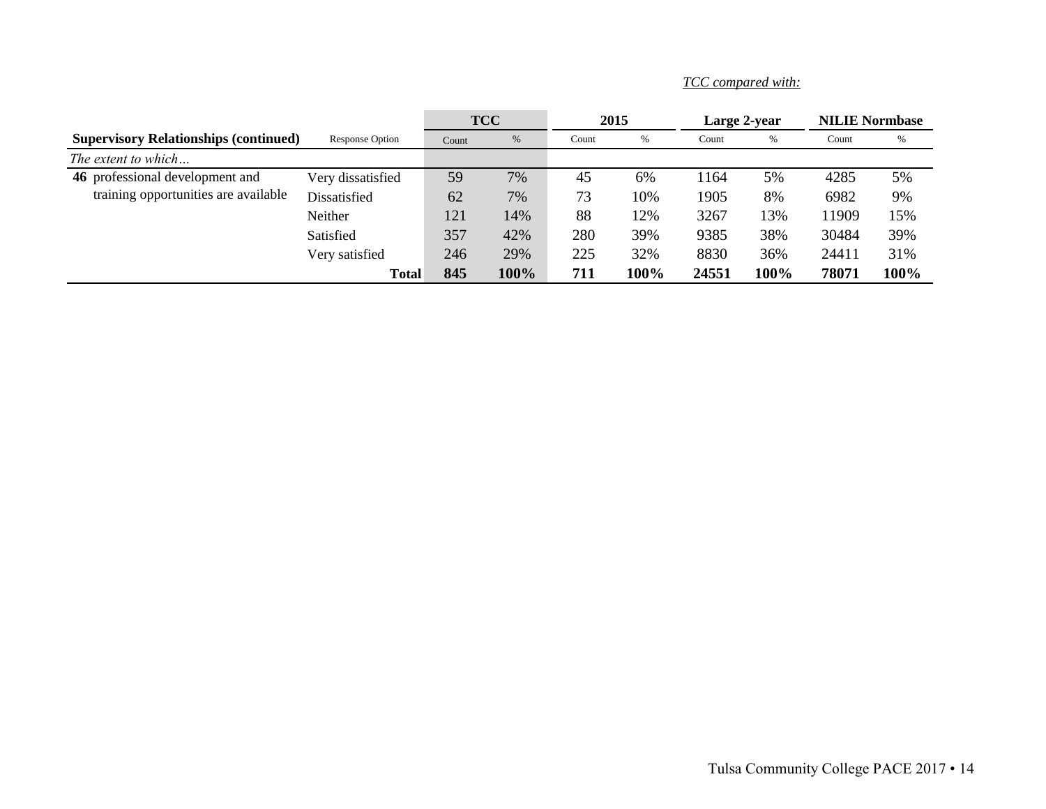*TCC compared with:*

| Supervisory Relationships (continued) | Response Option | TCC | | 2015 | | Large 2-year | | NILIE Normbase | |
|---|---|---|---|---|---|---|---|---|---|
| | | Count | % | Count | % | Count | % | Count | % |
| *The extent to which…* | | | | | | | | | |
| **46** professional development and training opportunities are available | Very dissatisfied | 59 | 7% | 45 | 6% | 1164 | 5% | 4285 | 5% |
| | Dissatisfied | 62 | 7% | 73 | 10% | 1905 | 8% | 6982 | 9% |
| | Neither | 121 | 14% | 88 | 12% | 3267 | 13% | 11909 | 15% |
| | Satisfied | 357 | 42% | 280 | 39% | 9385 | 38% | 30484 | 39% |
| | Very satisfied | 246 | 29% | 225 | 32% | 8830 | 36% | 24411 | 31% |
| | **Total** | **845** | **100%** | **711** | **100%** | **24551** | **100%** | **78071** | **100%** |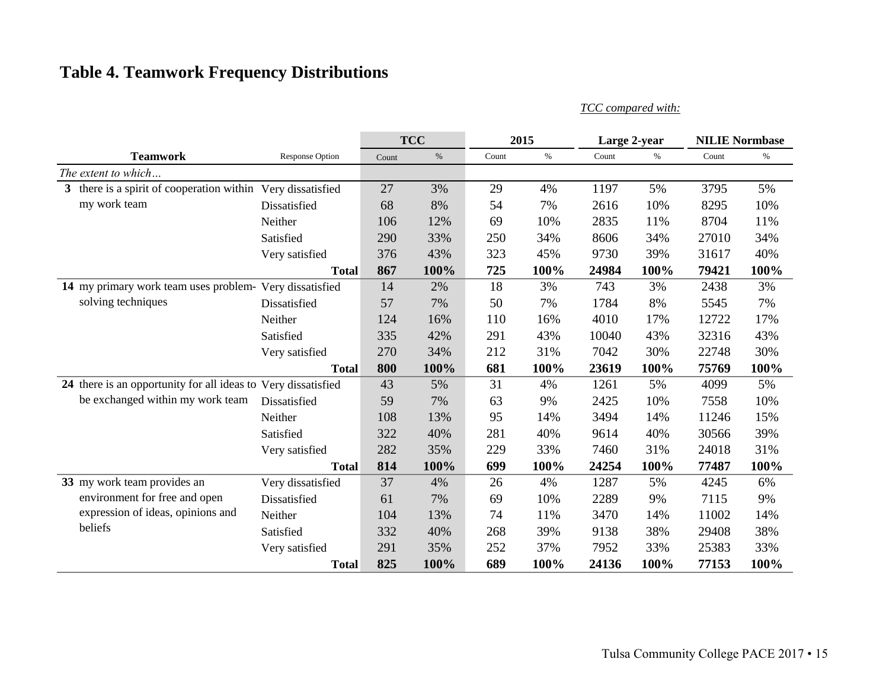## Table 4. Teamwork Frequency Distributions

*TCC compared with:*

| Teamwork | Response Option | TCC | | 2015 | | Large 2-year | | NILIE Normbase | |
|---|---|---|---|---|---|---|---|---|---|
| | | Count | % | Count | % | Count | % | Count | % |
| *The extent to which…* | | | | | | | | | |
| **3** there is a spirit of cooperation within my work team | Very dissatisfied | 27 | 3% | 29 | 4% | 1197 | 5% | 3795 | 5% |
| | Dissatisfied | 68 | 8% | 54 | 7% | 2616 | 10% | 8295 | 10% |
| | Neither | 106 | 12% | 69 | 10% | 2835 | 11% | 8704 | 11% |
| | Satisfied | 290 | 33% | 250 | 34% | 8606 | 34% | 27010 | 34% |
| | Very satisfied | 376 | 43% | 323 | 45% | 9730 | 39% | 31617 | 40% |
| | **Total** | **867** | **100%** | **725** | **100%** | **24984** | **100%** | **79421** | **100%** |
| **14** my primary work team uses problem-solving techniques | Very dissatisfied | 14 | 2% | 18 | 3% | 743 | 3% | 2438 | 3% |
| | Dissatisfied | 57 | 7% | 50 | 7% | 1784 | 8% | 5545 | 7% |
| | Neither | 124 | 16% | 110 | 16% | 4010 | 17% | 12722 | 17% |
| | Satisfied | 335 | 42% | 291 | 43% | 10040 | 43% | 32316 | 43% |
| | Very satisfied | 270 | 34% | 212 | 31% | 7042 | 30% | 22748 | 30% |
| | **Total** | **800** | **100%** | **681** | **100%** | **23619** | **100%** | **75769** | **100%** |
| **24** there is an opportunity for all ideas to be exchanged within my work team | Very dissatisfied | 43 | 5% | 31 | 4% | 1261 | 5% | 4099 | 5% |
| | Dissatisfied | 59 | 7% | 63 | 9% | 2425 | 10% | 7558 | 10% |
| | Neither | 108 | 13% | 95 | 14% | 3494 | 14% | 11246 | 15% |
| | Satisfied | 322 | 40% | 281 | 40% | 9614 | 40% | 30566 | 39% |
| | Very satisfied | 282 | 35% | 229 | 33% | 7460 | 31% | 24018 | 31% |
| | **Total** | **814** | **100%** | **699** | **100%** | **24254** | **100%** | **77487** | **100%** |
| **33** my work team provides an environment for free and open expression of ideas, opinions and beliefs | Very dissatisfied | 37 | 4% | 26 | 4% | 1287 | 5% | 4245 | 6% |
| | Dissatisfied | 61 | 7% | 69 | 10% | 2289 | 9% | 7115 | 9% |
| | Neither | 104 | 13% | 74 | 11% | 3470 | 14% | 11002 | 14% |
| | Satisfied | 332 | 40% | 268 | 39% | 9138 | 38% | 29408 | 38% |
| | Very satisfied | 291 | 35% | 252 | 37% | 7952 | 33% | 25383 | 33% |
| | **Total** | **825** | **100%** | **689** | **100%** | **24136** | **100%** | **77153** | **100%** |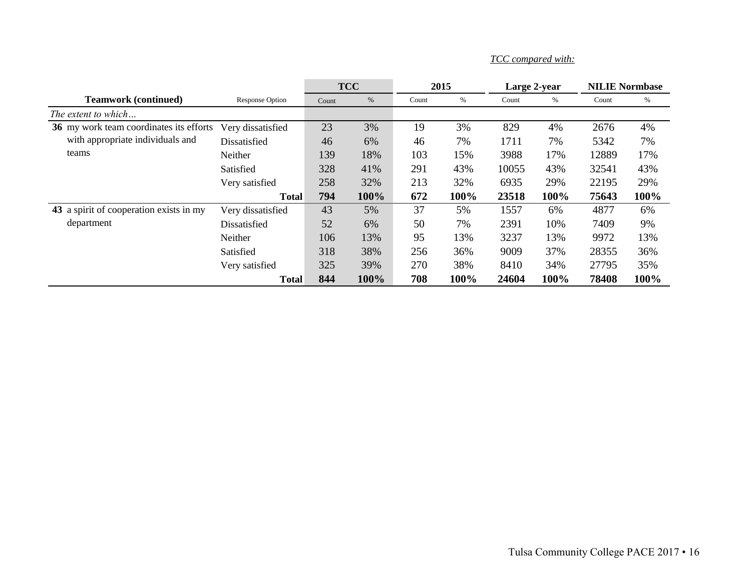*TCC compared with:*

| Teamwork (continued) | Response Option | TCC | | 2015 | | Large 2-year | | NILIE Normbase | |
|---|---|---|---|---|---|---|---|---|---|
| | | Count | % | Count | % | Count | % | Count | % |
| *The extent to which…* | | | | | | | | | |
| **36** my work team coordinates its efforts with appropriate individuals and teams | Very dissatisfied | 23 | 3% | 19 | 3% | 829 | 4% | 2676 | 4% |
| | Dissatisfied | 46 | 6% | 46 | 7% | 1711 | 7% | 5342 | 7% |
| | Neither | 139 | 18% | 103 | 15% | 3988 | 17% | 12889 | 17% |
| | Satisfied | 328 | 41% | 291 | 43% | 10055 | 43% | 32541 | 43% |
| | Very satisfied | 258 | 32% | 213 | 32% | 6935 | 29% | 22195 | 29% |
| | **Total** | **794** | **100%** | **672** | **100%** | **23518** | **100%** | **75643** | **100%** |
| **43** a spirit of cooperation exists in my department | Very dissatisfied | 43 | 5% | 37 | 5% | 1557 | 6% | 4877 | 6% |
| | Dissatisfied | 52 | 6% | 50 | 7% | 2391 | 10% | 7409 | 9% |
| | Neither | 106 | 13% | 95 | 13% | 3237 | 13% | 9972 | 13% |
| | Satisfied | 318 | 38% | 256 | 36% | 9009 | 37% | 28355 | 36% |
| | Very satisfied | 325 | 39% | 270 | 38% | 8410 | 34% | 27795 | 35% |
| | **Total** | **844** | **100%** | **708** | **100%** | **24604** | **100%** | **78408** | **100%** |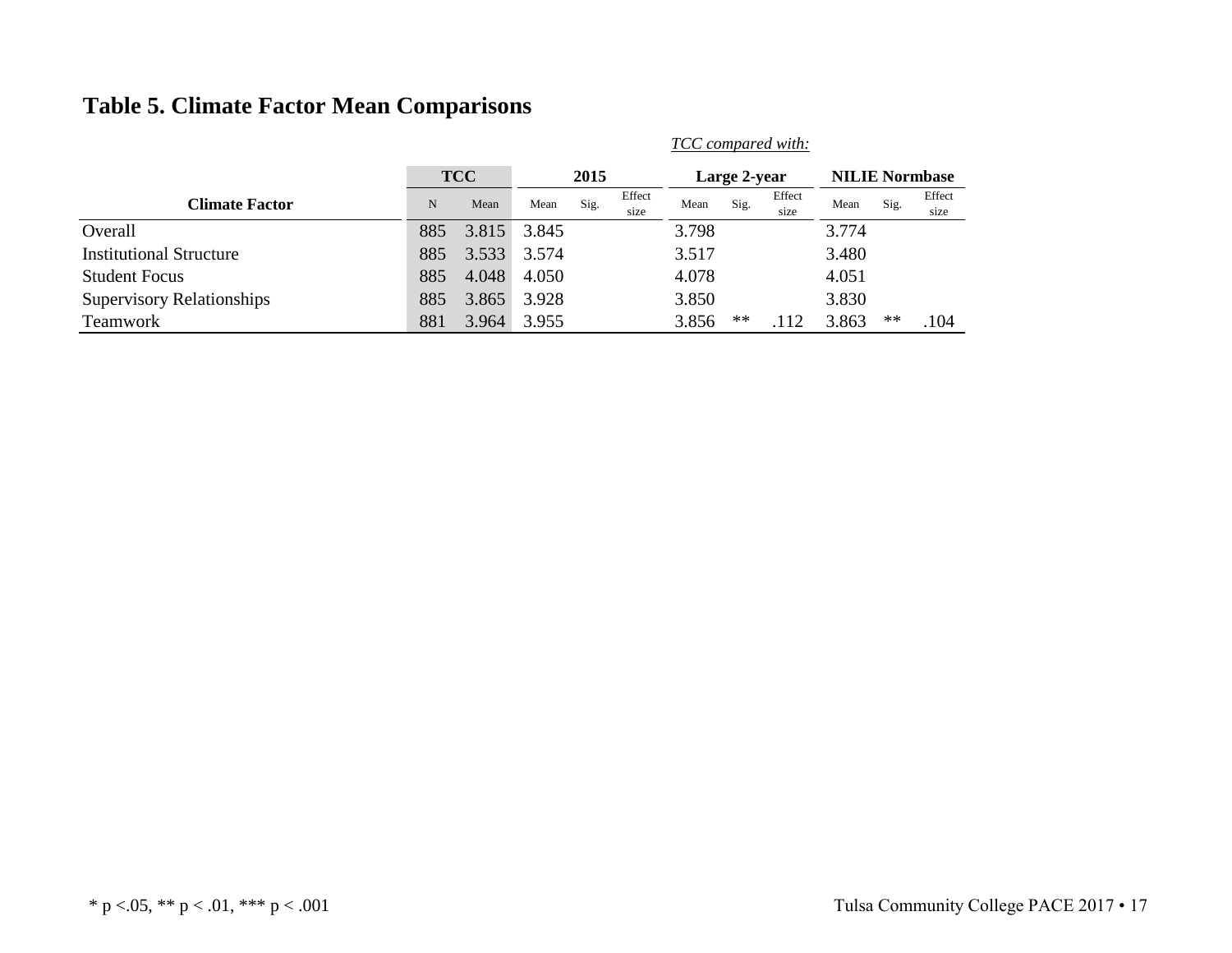## Table 5. Climate Factor Mean Comparisons

| | | | *TCC compared with:* | | | | | | | | |
|---|---|---|---|---|---|---|---|---|---|---|---|
| | TCC | | 2015 | | | Large 2-year | | | NILIE Normbase | | |
| **Climate Factor** | N | Mean | Mean | Sig. | Effect size | Mean | Sig. | Effect size | Mean | Sig. | Effect size |
| Overall | 885 | 3.815 | 3.845 | | | 3.798 | | | 3.774 | | |
| Institutional Structure | 885 | 3.533 | 3.574 | | | 3.517 | | | 3.480 | | |
| Student Focus | 885 | 4.048 | 4.050 | | | 4.078 | | | 4.051 | | |
| Supervisory Relationships | 885 | 3.865 | 3.928 | | | 3.850 | | | 3.830 | | |
| Teamwork | 881 | 3.964 | 3.955 | | | 3.856 | ** | .112 | 3.863 | ** | .104 |

\* p <.05, ** p < .01, *** p < .001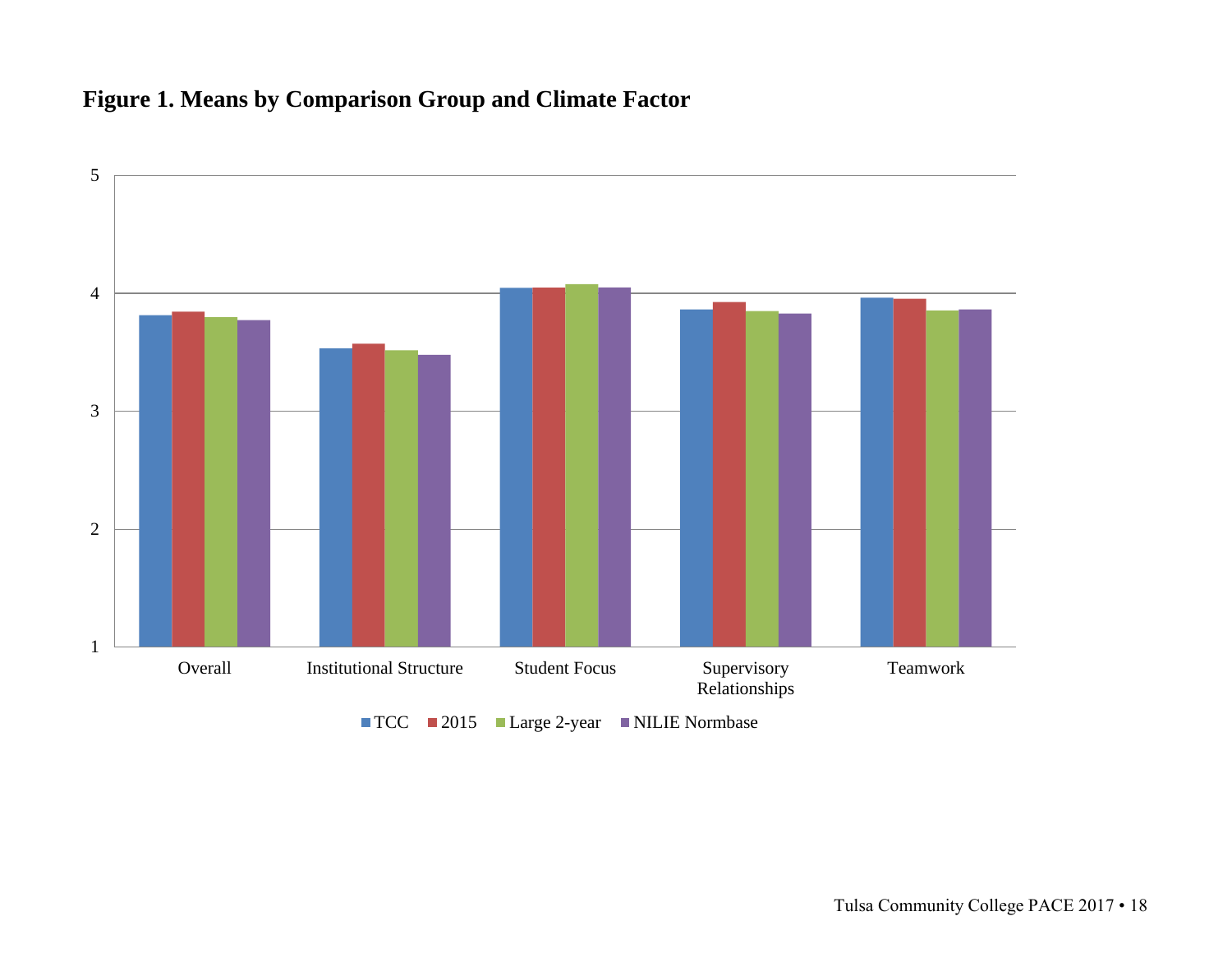**Figure 1. Means by Comparison Group and Climate Factor**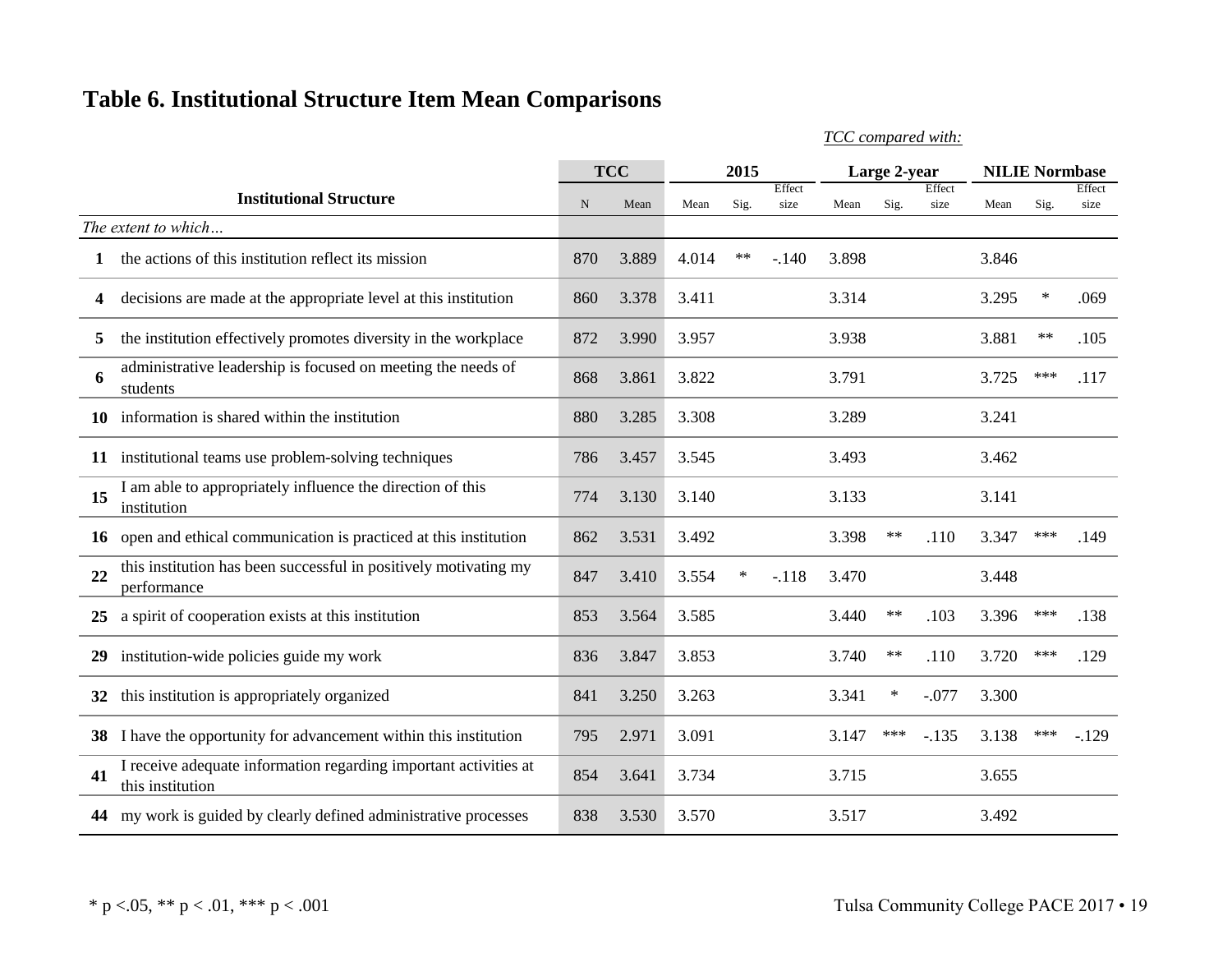## Table 6. Institutional Structure Item Mean Comparisons

*TCC compared with:*

| | Institutional Structure | TCC | | 2015 | | | Large 2-year | | | NILIE Normbase | | |
|---|---|---|---|---|---|---|---|---|---|---|---|---|
| | | N | Mean | Mean | Sig. | Effect size | Mean | Sig. | Effect size | Mean | Sig. | Effect size |
| | *The extent to which…* | | | | | | | | | | | |
| **1** | the actions of this institution reflect its mission | 870 | 3.889 | 4.014 | ** | -.140 | 3.898 | | | 3.846 | | |
| **4** | decisions are made at the appropriate level at this institution | 860 | 3.378 | 3.411 | | | 3.314 | | | 3.295 | * | .069 |
| **5** | the institution effectively promotes diversity in the workplace | 872 | 3.990 | 3.957 | | | 3.938 | | | 3.881 | ** | .105 |
| **6** | administrative leadership is focused on meeting the needs of students | 868 | 3.861 | 3.822 | | | 3.791 | | | 3.725 | *** | .117 |
| **10** | information is shared within the institution | 880 | 3.285 | 3.308 | | | 3.289 | | | 3.241 | | |
| **11** | institutional teams use problem-solving techniques | 786 | 3.457 | 3.545 | | | 3.493 | | | 3.462 | | |
| **15** | I am able to appropriately influence the direction of this institution | 774 | 3.130 | 3.140 | | | 3.133 | | | 3.141 | | |
| **16** | open and ethical communication is practiced at this institution | 862 | 3.531 | 3.492 | | | 3.398 | ** | .110 | 3.347 | *** | .149 |
| **22** | this institution has been successful in positively motivating my performance | 847 | 3.410 | 3.554 | * | -.118 | 3.470 | | | 3.448 | | |
| **25** | a spirit of cooperation exists at this institution | 853 | 3.564 | 3.585 | | | 3.440 | ** | .103 | 3.396 | *** | .138 |
| **29** | institution-wide policies guide my work | 836 | 3.847 | 3.853 | | | 3.740 | ** | .110 | 3.720 | *** | .129 |
| **32** | this institution is appropriately organized | 841 | 3.250 | 3.263 | | | 3.341 | * | -.077 | 3.300 | | |
| **38** | I have the opportunity for advancement within this institution | 795 | 2.971 | 3.091 | | | 3.147 | *** | -.135 | 3.138 | *** | -.129 |
| **41** | I receive adequate information regarding important activities at this institution | 854 | 3.641 | 3.734 | | | 3.715 | | | 3.655 | | |
| **44** | my work is guided by clearly defined administrative processes | 838 | 3.530 | 3.570 | | | 3.517 | | | 3.492 | | |

* $p < .05$, ** $p < .01$, *** $p < .001$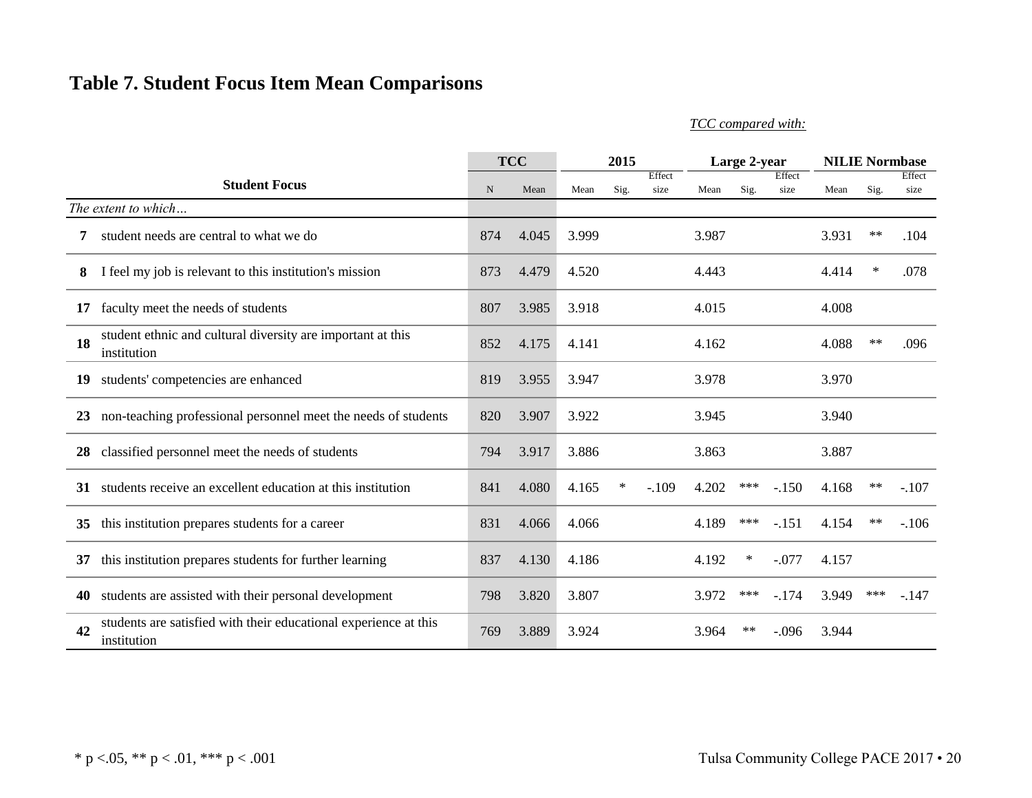## Table 7. Student Focus Item Mean Comparisons

*TCC compared with:*

| | Student Focus | TCC | | 2015 | | | Large 2-year | | | NILIE Normbase | | |
|---|---|---|---|---|---|---|---|---|---|---|---|---|
| | | N | Mean | Mean | Sig. | Effect size | Mean | Sig. | Effect size | Mean | Sig. | Effect size |
| *The extent to which…* | | | | | | | | | | | | |
| **7** | student needs are central to what we do | 874 | 4.045 | 3.999 | | | 3.987 | | | 3.931 | ** | .104 |
| **8** | I feel my job is relevant to this institution's mission | 873 | 4.479 | 4.520 | | | 4.443 | | | 4.414 | * | .078 |
| **17** | faculty meet the needs of students | 807 | 3.985 | 3.918 | | | 4.015 | | | 4.008 | | |
| **18** | student ethnic and cultural diversity are important at this institution | 852 | 4.175 | 4.141 | | | 4.162 | | | 4.088 | ** | .096 |
| **19** | students' competencies are enhanced | 819 | 3.955 | 3.947 | | | 3.978 | | | 3.970 | | |
| **23** | non-teaching professional personnel meet the needs of students | 820 | 3.907 | 3.922 | | | 3.945 | | | 3.940 | | |
| **28** | classified personnel meet the needs of students | 794 | 3.917 | 3.886 | | | 3.863 | | | 3.887 | | |
| **31** | students receive an excellent education at this institution | 841 | 4.080 | 4.165 | * | -.109 | 4.202 | *** | -.150 | 4.168 | ** | -.107 |
| **35** | this institution prepares students for a career | 831 | 4.066 | 4.066 | | | 4.189 | *** | -.151 | 4.154 | ** | -.106 |
| **37** | this institution prepares students for further learning | 837 | 4.130 | 4.186 | | | 4.192 | * | -.077 | 4.157 | | |
| **40** | students are assisted with their personal development | 798 | 3.820 | 3.807 | | | 3.972 | *** | -.174 | 3.949 | *** | -.147 |
| **42** | students are satisfied with their educational experience at this institution | 769 | 3.889 | 3.924 | | | 3.964 | ** | -.096 | 3.944 | | |

* p <.05, ** p < .01, *** p < .001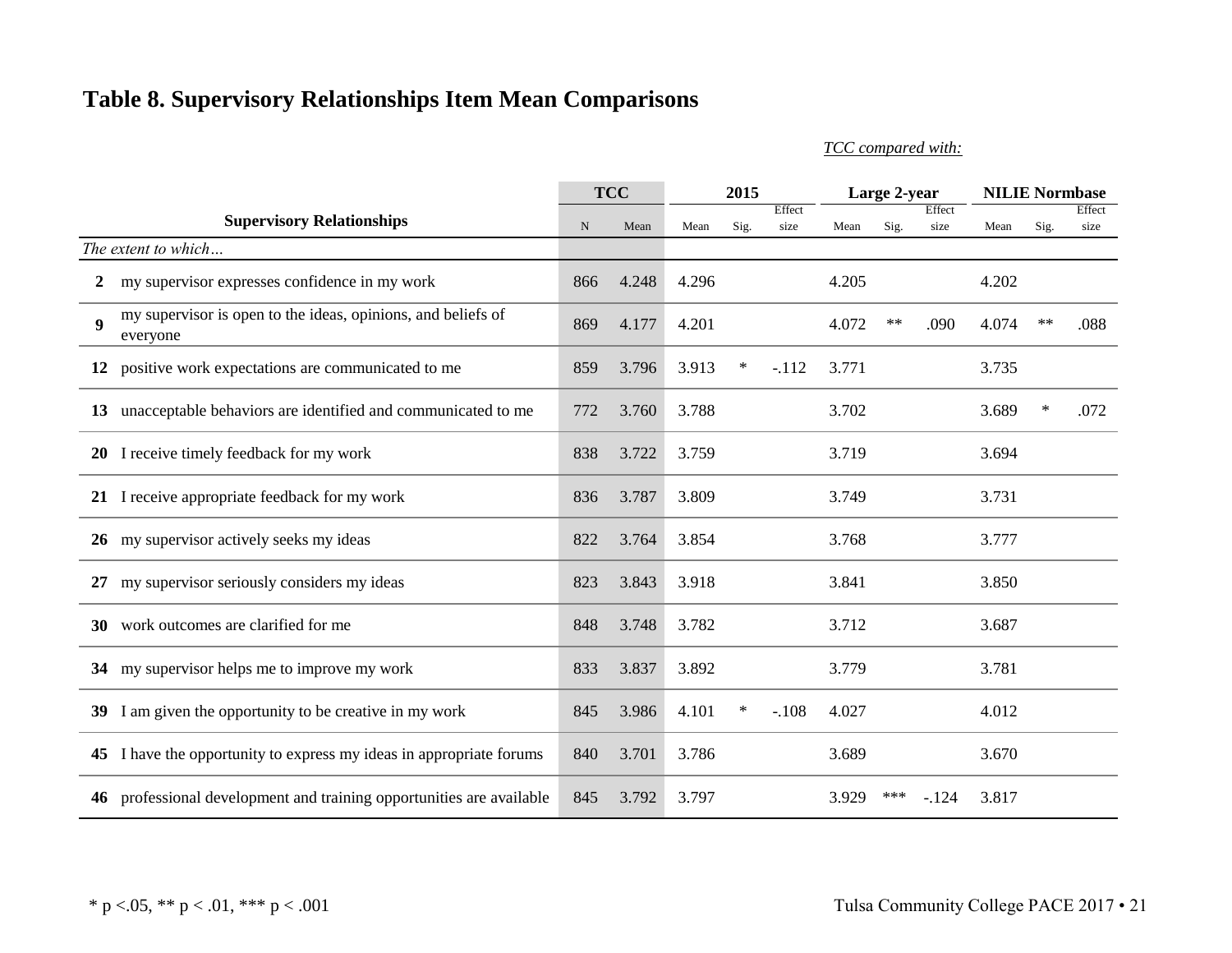## Table 8. Supervisory Relationships Item Mean Comparisons

*TCC compared with:*

| | Supervisory Relationships | TCC | | 2015 | | | Large 2-year | | | NILIE Normbase | | |
|---|---|---|---|---|---|---|---|---|---|---|---|---|
| | | N | Mean | Mean | Sig. | Effect size | Mean | Sig. | Effect size | Mean | Sig. | Effect size |
| | *The extent to which…* | | | | | | | | | | | |
| **2** | my supervisor expresses confidence in my work | 866 | 4.248 | 4.296 | | | 4.205 | | | 4.202 | | |
| **9** | my supervisor is open to the ideas, opinions, and beliefs of everyone | 869 | 4.177 | 4.201 | | | 4.072 | ** | .090 | 4.074 | ** | .088 |
| **12** | positive work expectations are communicated to me | 859 | 3.796 | 3.913 | * | -.112 | 3.771 | | | 3.735 | | |
| **13** | unacceptable behaviors are identified and communicated to me | 772 | 3.760 | 3.788 | | | 3.702 | | | 3.689 | * | .072 |
| **20** | I receive timely feedback for my work | 838 | 3.722 | 3.759 | | | 3.719 | | | 3.694 | | |
| **21** | I receive appropriate feedback for my work | 836 | 3.787 | 3.809 | | | 3.749 | | | 3.731 | | |
| **26** | my supervisor actively seeks my ideas | 822 | 3.764 | 3.854 | | | 3.768 | | | 3.777 | | |
| **27** | my supervisor seriously considers my ideas | 823 | 3.843 | 3.918 | | | 3.841 | | | 3.850 | | |
| **30** | work outcomes are clarified for me | 848 | 3.748 | 3.782 | | | 3.712 | | | 3.687 | | |
| **34** | my supervisor helps me to improve my work | 833 | 3.837 | 3.892 | | | 3.779 | | | 3.781 | | |
| **39** | I am given the opportunity to be creative in my work | 845 | 3.986 | 4.101 | * | -.108 | 4.027 | | | 4.012 | | |
| **45** | I have the opportunity to express my ideas in appropriate forums | 840 | 3.701 | 3.786 | | | 3.689 | | | 3.670 | | |
| **46** | professional development and training opportunities are available | 845 | 3.792 | 3.797 | | | 3.929 | *** | -.124 | 3.817 | | |

* p <.05, ** p < .01, *** p < .001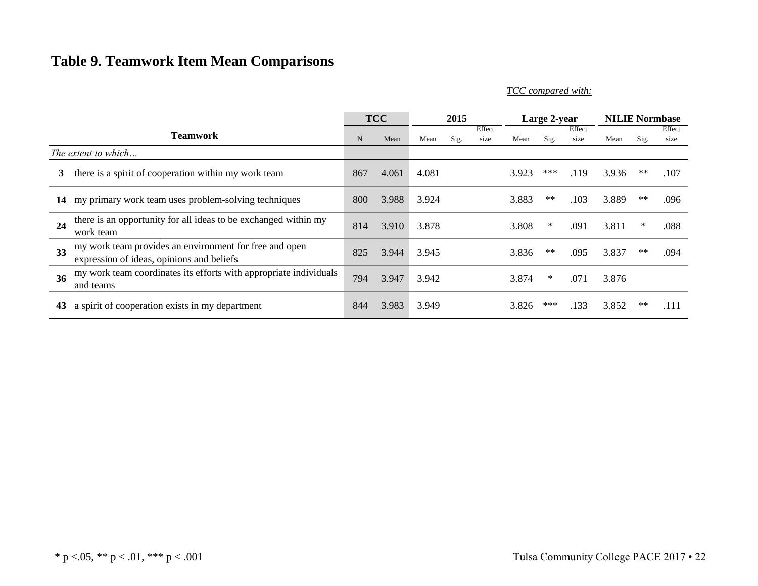# Table 9. Teamwork Item Mean Comparisons

*TCC compared with:*

| | Teamwork | TCC | | 2015 | | | Large 2-year | | | NILIE Normbase | | |
|---|---|---|---|---|---|---|---|---|---|---|---|---|
| | | N | Mean | Mean | Sig. | Effect size | Mean | Sig. | Effect size | Mean | Sig. | Effect size |
| *The extent to which…* | | | | | | | | | | | | |
| **3** | there is a spirit of cooperation within my work team | 867 | 4.061 | 4.081 | | | 3.923 | *** | .119 | 3.936 | ** | .107 |
| **14** | my primary work team uses problem-solving techniques | 800 | 3.988 | 3.924 | | | 3.883 | ** | .103 | 3.889 | ** | .096 |
| **24** | there is an opportunity for all ideas to be exchanged within my work team | 814 | 3.910 | 3.878 | | | 3.808 | * | .091 | 3.811 | * | .088 |
| **33** | my work team provides an environment for free and open expression of ideas, opinions and beliefs | 825 | 3.944 | 3.945 | | | 3.836 | ** | .095 | 3.837 | ** | .094 |
| **36** | my work team coordinates its efforts with appropriate individuals and teams | 794 | 3.947 | 3.942 | | | 3.874 | * | .071 | 3.876 | | |
| **43** | a spirit of cooperation exists in my department | 844 | 3.983 | 3.949 | | | 3.826 | *** | .133 | 3.852 | ** | .111 |

* p <.05, ** p < .01, *** p < .001